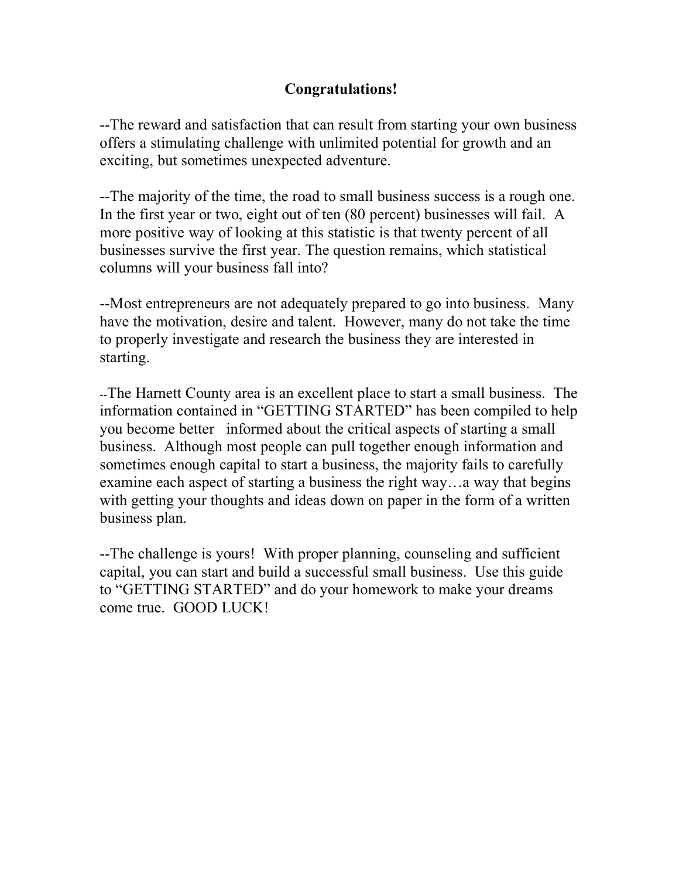# Congratulations!

--The reward and satisfaction that can result from starting your own business offers a stimulating challenge with unlimited potential for growth and an exciting, but sometimes unexpected adventure.

--The majority of the time, the road to small business success is a rough one. In the first year or two, eight out of ten (80 percent) businesses will fail. A more positive way of looking at this statistic is that twenty percent of all businesses survive the first year. The question remains, which statistical columns will your business fall into?

--Most entrepreneurs are not adequately prepared to go into business. Many have the motivation, desire and talent. However, many do not take the time to properly investigate and research the business they are interested in starting.

--The Harnett County area is an excellent place to start a small business. The information contained in "GETTING STARTED" has been compiled to help you become better informed about the critical aspects of starting a small business. Although most people can pull together enough information and sometimes enough capital to start a business, the majority fails to carefully examine each aspect of starting a business the right way…a way that begins with getting your thoughts and ideas down on paper in the form of a written business plan.

--The challenge is yours! With proper planning, counseling and sufficient capital, you can start and build a successful small business. Use this guide to "GETTING STARTED" and do your homework to make your dreams come true. GOOD LUCK!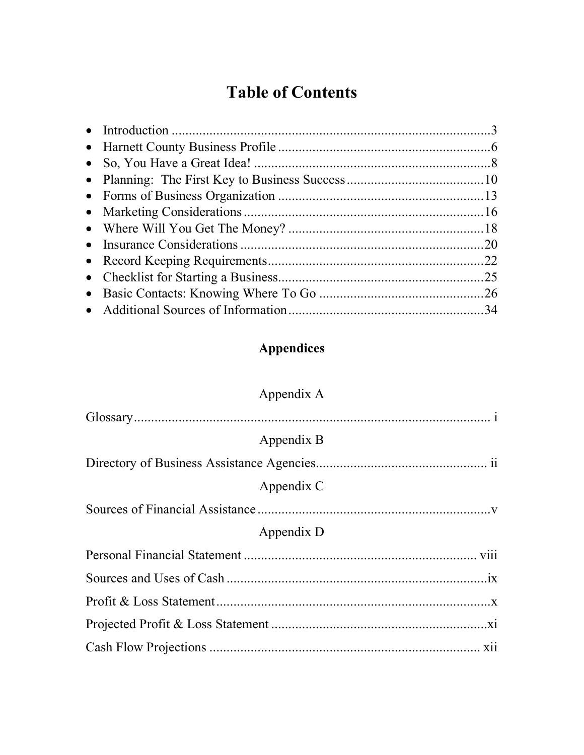# Table of Contents

- Introduction ....................................................................................3
- Harnett County Business Profile ...............................................................6
- So, You Have a Great Idea! .....................................................................8
- Planning: The First Key to Business Success .........................................10
- Forms of Business Organization ..............................................................13
- Marketing Considerations .......................................................................16
- Where Will You Get The Money? ..........................................................18
- Insurance Considerations ........................................................................20
- Record Keeping Requirements ................................................................22
- Checklist for Starting a Business .............................................................25
- Basic Contacts: Knowing Where To Go .................................................26
- Additional Sources of Information ..........................................................34

## Appendices

Appendix A

Glossary ......................................................................................... i

Appendix B

Directory of Business Assistance Agencies.................................................. ii

Appendix C

Sources of Financial Assistance ....................................................................v

Appendix D

Personal Financial Statement ..................................................................... viii

Sources and Uses of Cash ............................................................................ix

Profit & Loss Statement ................................................................................x

Projected Profit & Loss Statement ................................................................xi

Cash Flow Projections ................................................................................. xii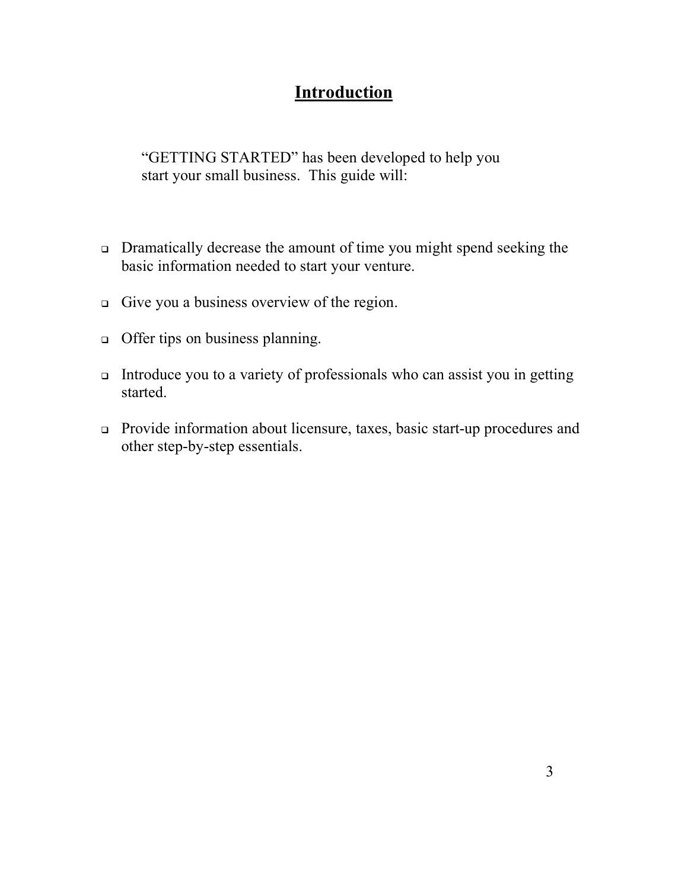# Introduction

"GETTING STARTED" has been developed to help you start your small business. This guide will:

- Dramatically decrease the amount of time you might spend seeking the basic information needed to start your venture.
- Give you a business overview of the region.
- Offer tips on business planning.
- Introduce you to a variety of professionals who can assist you in getting started.
- Provide information about licensure, taxes, basic start-up procedures and other step-by-step essentials.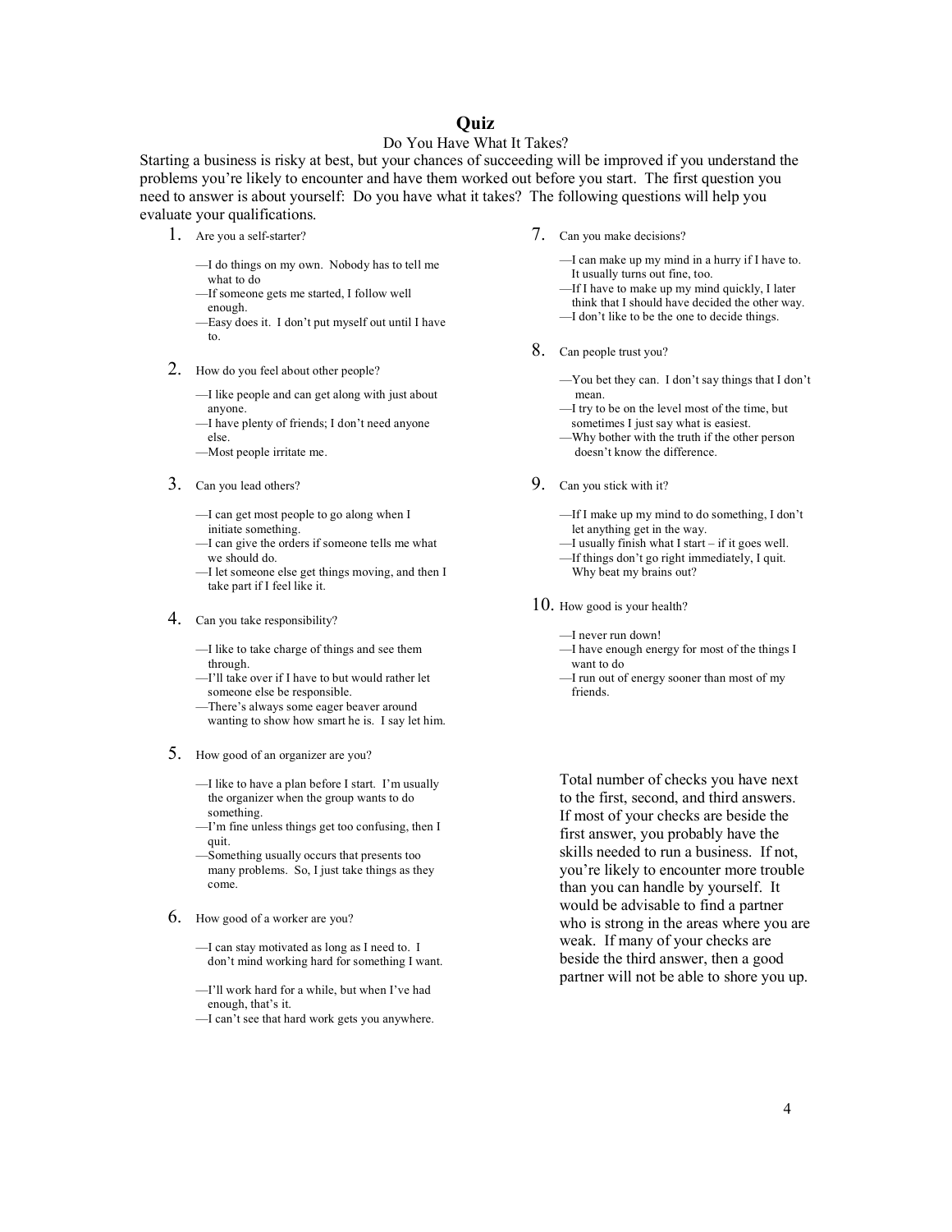# Quiz

## Do You Have What It Takes?

Starting a business is risky at best, but your chances of succeeding will be improved if you understand the problems you're likely to encounter and have them worked out before you start. The first question you need to answer is about yourself: Do you have what it takes? The following questions will help you evaluate your qualifications.

1. Are you a self-starter?

   —I do things on my own. Nobody has to tell me what to do
   —If someone gets me started, I follow well enough.
   —Easy does it. I don't put myself out until I have to.

2. How do you feel about other people?

   —I like people and can get along with just about anyone.
   —I have plenty of friends; I don't need anyone else.
   —Most people irritate me.

3. Can you lead others?

   —I can get most people to go along when I initiate something.
   —I can give the orders if someone tells me what we should do.
   —I let someone else get things moving, and then I take part if I feel like it.

4. Can you take responsibility?

   —I like to take charge of things and see them through.
   —I'll take over if I have to but would rather let someone else be responsible.
   —There's always some eager beaver around wanting to show how smart he is. I say let him.

5. How good of an organizer are you?

   —I like to have a plan before I start. I'm usually the organizer when the group wants to do something.
   —I'm fine unless things get too confusing, then I quit.
   —Something usually occurs that presents too many problems. So, I just take things as they come.

6. How good of a worker are you?

   —I can stay motivated as long as I need to. I don't mind working hard for something I want.
   —I'll work hard for a while, but when I've had enough, that's it.
   —I can't see that hard work gets you anywhere.

7. Can you make decisions?

   —I can make up my mind in a hurry if I have to. It usually turns out fine, too.
   —If I have to make up my mind quickly, I later think that I should have decided the other way.
   —I don't like to be the one to decide things.

8. Can people trust you?

   —You bet they can. I don't say things that I don't mean.
   —I try to be on the level most of the time, but sometimes I just say what is easiest.
   —Why bother with the truth if the other person doesn't know the difference.

9. Can you stick with it?

   —If I make up my mind to do something, I don't let anything get in the way.
   —I usually finish what I start – if it goes well.
   —If things don't go right immediately, I quit. Why beat my brains out?

10. How good is your health?

    —I never run down!
    —I have enough energy for most of the things I want to do
    —I run out of energy sooner than most of my friends.

Total number of checks you have next to the first, second, and third answers. If most of your checks are beside the first answer, you probably have the skills needed to run a business. If not, you're likely to encounter more trouble than you can handle by yourself. It would be advisable to find a partner who is strong in the areas where you are weak. If many of your checks are beside the third answer, then a good partner will not be able to shore you up.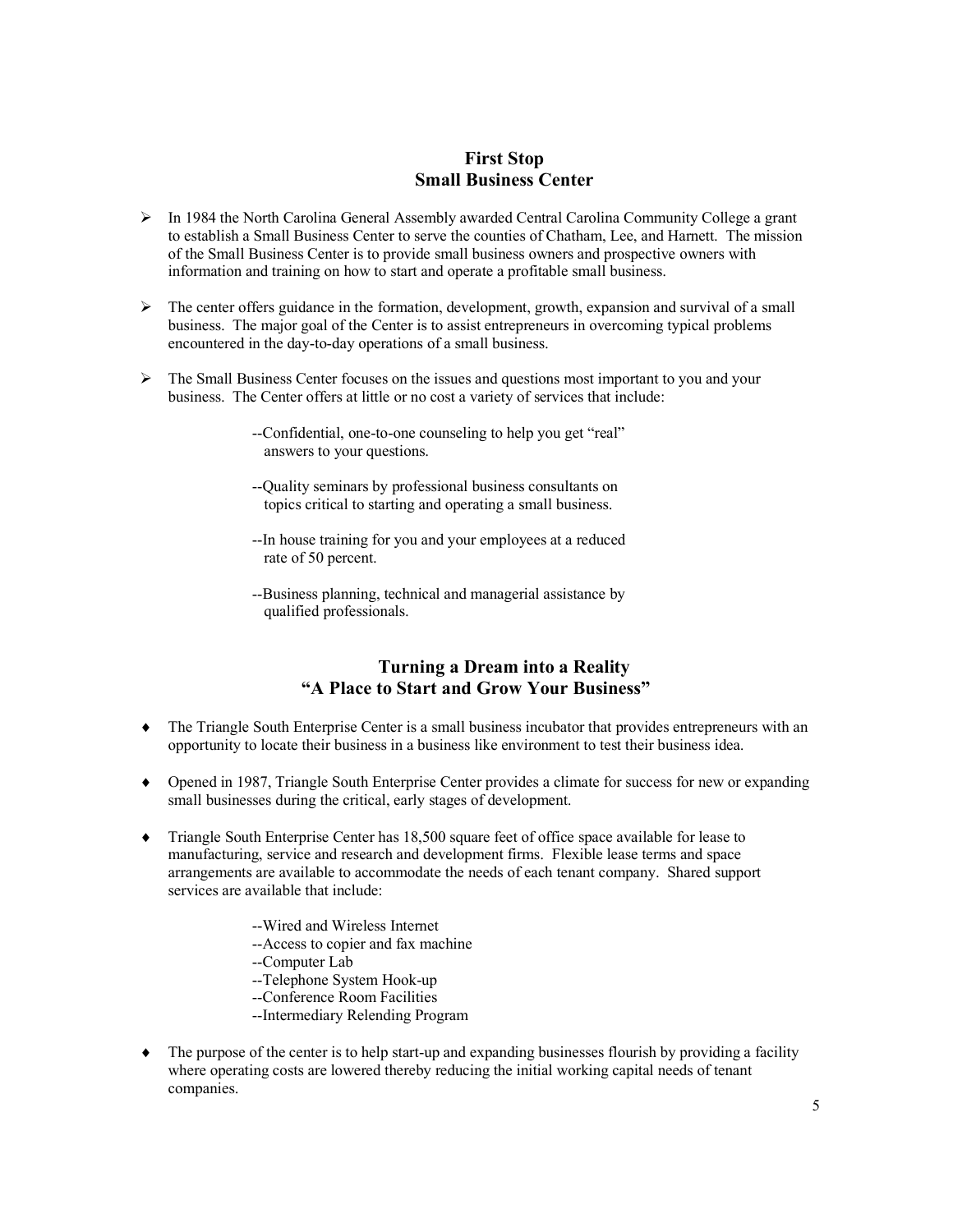## First Stop
## Small Business Center

- In 1984 the North Carolina General Assembly awarded Central Carolina Community College a grant to establish a Small Business Center to serve the counties of Chatham, Lee, and Harnett. The mission of the Small Business Center is to provide small business owners and prospective owners with information and training on how to start and operate a profitable small business.

- The center offers guidance in the formation, development, growth, expansion and survival of a small business. The major goal of the Center is to assist entrepreneurs in overcoming typical problems encountered in the day-to-day operations of a small business.

- The Small Business Center focuses on the issues and questions most important to you and your business. The Center offers at little or no cost a variety of services that include:

  --Confidential, one-to-one counseling to help you get "real" answers to your questions.

  --Quality seminars by professional business consultants on topics critical to starting and operating a small business.

  --In house training for you and your employees at a reduced rate of 50 percent.

  --Business planning, technical and managerial assistance by qualified professionals.

## Turning a Dream into a Reality
## "A Place to Start and Grow Your Business"

- The Triangle South Enterprise Center is a small business incubator that provides entrepreneurs with an opportunity to locate their business in a business like environment to test their business idea.

- Opened in 1987, Triangle South Enterprise Center provides a climate for success for new or expanding small businesses during the critical, early stages of development.

- Triangle South Enterprise Center has 18,500 square feet of office space available for lease to manufacturing, service and research and development firms. Flexible lease terms and space arrangements are available to accommodate the needs of each tenant company. Shared support services are available that include:

  --Wired and Wireless Internet
  --Access to copier and fax machine
  --Computer Lab
  --Telephone System Hook-up
  --Conference Room Facilities
  --Intermediary Relending Program

- The purpose of the center is to help start-up and expanding businesses flourish by providing a facility where operating costs are lowered thereby reducing the initial working capital needs of tenant companies.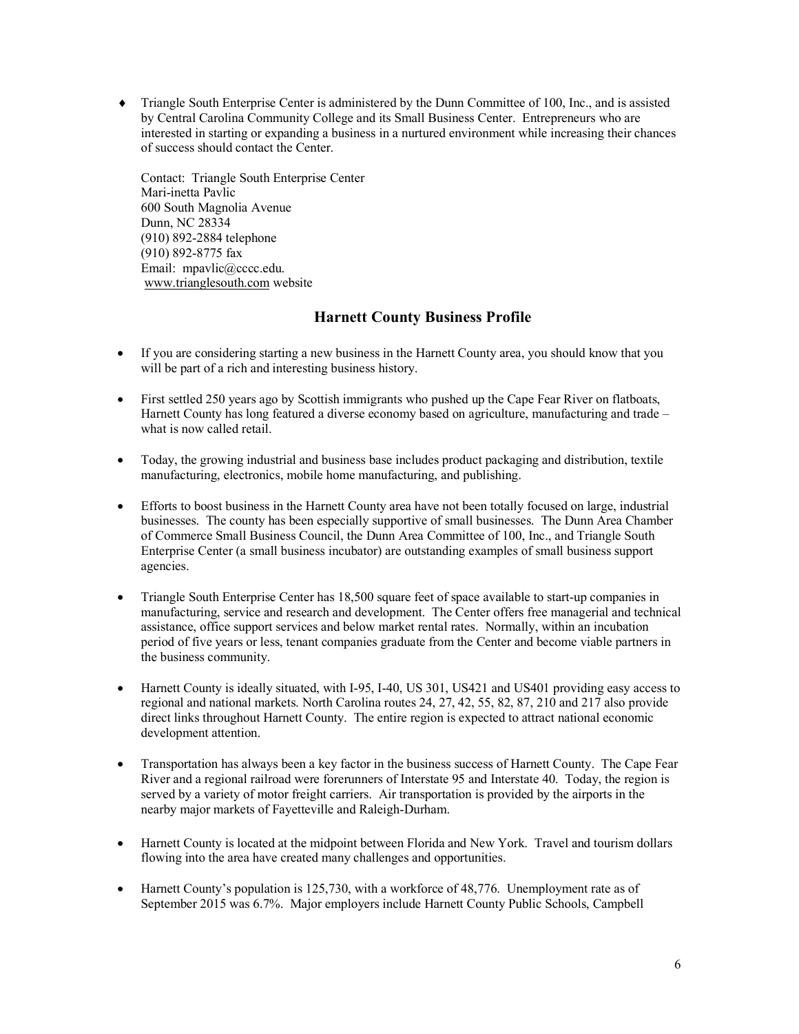- Triangle South Enterprise Center is administered by the Dunn Committee of 100, Inc., and is assisted by Central Carolina Community College and its Small Business Center. Entrepreneurs who are interested in starting or expanding a business in a nurtured environment while increasing their chances of success should contact the Center.

  Contact: Triangle South Enterprise Center
  Mari-inetta Pavlic
  600 South Magnolia Avenue
  Dunn, NC 28334
  (910) 892-2884 telephone
  (910) 892-8775 fax
  Email: mpavlic@cccc.edu.
  www.trianglesouth.com website

## Harnett County Business Profile

- If you are considering starting a new business in the Harnett County area, you should know that you will be part of a rich and interesting business history.

- First settled 250 years ago by Scottish immigrants who pushed up the Cape Fear River on flatboats, Harnett County has long featured a diverse economy based on agriculture, manufacturing and trade – what is now called retail.

- Today, the growing industrial and business base includes product packaging and distribution, textile manufacturing, electronics, mobile home manufacturing, and publishing.

- Efforts to boost business in the Harnett County area have not been totally focused on large, industrial businesses. The county has been especially supportive of small businesses. The Dunn Area Chamber of Commerce Small Business Council, the Dunn Area Committee of 100, Inc., and Triangle South Enterprise Center (a small business incubator) are outstanding examples of small business support agencies.

- Triangle South Enterprise Center has 18,500 square feet of space available to start-up companies in manufacturing, service and research and development. The Center offers free managerial and technical assistance, office support services and below market rental rates. Normally, within an incubation period of five years or less, tenant companies graduate from the Center and become viable partners in the business community.

- Harnett County is ideally situated, with I-95, I-40, US 301, US421 and US401 providing easy access to regional and national markets. North Carolina routes 24, 27, 42, 55, 82, 87, 210 and 217 also provide direct links throughout Harnett County. The entire region is expected to attract national economic development attention.

- Transportation has always been a key factor in the business success of Harnett County. The Cape Fear River and a regional railroad were forerunners of Interstate 95 and Interstate 40. Today, the region is served by a variety of motor freight carriers. Air transportation is provided by the airports in the nearby major markets of Fayetteville and Raleigh-Durham.

- Harnett County is located at the midpoint between Florida and New York. Travel and tourism dollars flowing into the area have created many challenges and opportunities.

- Harnett County's population is 125,730, with a workforce of 48,776. Unemployment rate as of September 2015 was 6.7%. Major employers include Harnett County Public Schools, Campbell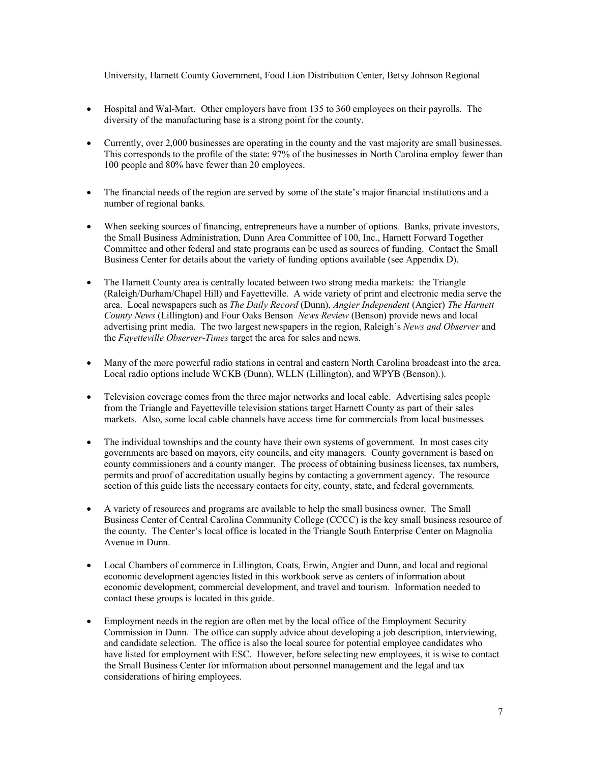University, Harnett County Government, Food Lion Distribution Center, Betsy Johnson Regional

- Hospital and Wal-Mart. Other employers have from 135 to 360 employees on their payrolls. The diversity of the manufacturing base is a strong point for the county.

- Currently, over 2,000 businesses are operating in the county and the vast majority are small businesses. This corresponds to the profile of the state: 97% of the businesses in North Carolina employ fewer than 100 people and 80% have fewer than 20 employees.

- The financial needs of the region are served by some of the state's major financial institutions and a number of regional banks.

- When seeking sources of financing, entrepreneurs have a number of options. Banks, private investors, the Small Business Administration, Dunn Area Committee of 100, Inc., Harnett Forward Together Committee and other federal and state programs can be used as sources of funding. Contact the Small Business Center for details about the variety of funding options available (see Appendix D).

- The Harnett County area is centrally located between two strong media markets: the Triangle (Raleigh/Durham/Chapel Hill) and Fayetteville. A wide variety of print and electronic media serve the area. Local newspapers such as *The Daily Record* (Dunn), *Angier Independent* (Angier) *The Harnett County News* (Lillington) and Four Oaks Benson *News Review* (Benson) provide news and local advertising print media. The two largest newspapers in the region, Raleigh's *News and Observer* and the *Fayetteville Observer-Times* target the area for sales and news.

- Many of the more powerful radio stations in central and eastern North Carolina broadcast into the area. Local radio options include WCKB (Dunn), WLLN (Lillington), and WPYB (Benson).).

- Television coverage comes from the three major networks and local cable. Advertising sales people from the Triangle and Fayetteville television stations target Harnett County as part of their sales markets. Also, some local cable channels have access time for commercials from local businesses.

- The individual townships and the county have their own systems of government. In most cases city governments are based on mayors, city councils, and city managers. County government is based on county commissioners and a county manger. The process of obtaining business licenses, tax numbers, permits and proof of accreditation usually begins by contacting a government agency. The resource section of this guide lists the necessary contacts for city, county, state, and federal governments.

- A variety of resources and programs are available to help the small business owner. The Small Business Center of Central Carolina Community College (CCCC) is the key small business resource of the county. The Center's local office is located in the Triangle South Enterprise Center on Magnolia Avenue in Dunn.

- Local Chambers of commerce in Lillington, Coats, Erwin, Angier and Dunn, and local and regional economic development agencies listed in this workbook serve as centers of information about economic development, commercial development, and travel and tourism. Information needed to contact these groups is located in this guide.

- Employment needs in the region are often met by the local office of the Employment Security Commission in Dunn. The office can supply advice about developing a job description, interviewing, and candidate selection. The office is also the local source for potential employee candidates who have listed for employment with ESC. However, before selecting new employees, it is wise to contact the Small Business Center for information about personnel management and the legal and tax considerations of hiring employees.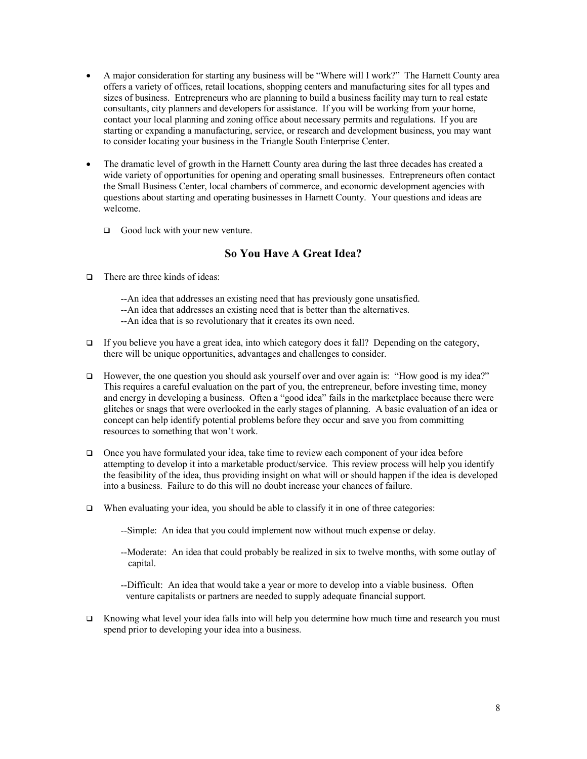- A major consideration for starting any business will be "Where will I work?" The Harnett County area offers a variety of offices, retail locations, shopping centers and manufacturing sites for all types and sizes of business. Entrepreneurs who are planning to build a business facility may turn to real estate consultants, city planners and developers for assistance. If you will be working from your home, contact your local planning and zoning office about necessary permits and regulations. If you are starting or expanding a manufacturing, service, or research and development business, you may want to consider locating your business in the Triangle South Enterprise Center.

- The dramatic level of growth in the Harnett County area during the last three decades has created a wide variety of opportunities for opening and operating small businesses. Entrepreneurs often contact the Small Business Center, local chambers of commerce, and economic development agencies with questions about starting and operating businesses in Harnett County. Your questions and ideas are welcome.

  - Good luck with your new venture.

## So You Have A Great Idea?

- There are three kinds of ideas:

  --An idea that addresses an existing need that has previously gone unsatisfied.
  --An idea that addresses an existing need that is better than the alternatives.
  --An idea that is so revolutionary that it creates its own need.

- If you believe you have a great idea, into which category does it fall? Depending on the category, there will be unique opportunities, advantages and challenges to consider.

- However, the one question you should ask yourself over and over again is: "How good is my idea?" This requires a careful evaluation on the part of you, the entrepreneur, before investing time, money and energy in developing a business. Often a "good idea" fails in the marketplace because there were glitches or snags that were overlooked in the early stages of planning. A basic evaluation of an idea or concept can help identify potential problems before they occur and save you from committing resources to something that won't work.

- Once you have formulated your idea, take time to review each component of your idea before attempting to develop it into a marketable product/service. This review process will help you identify the feasibility of the idea, thus providing insight on what will or should happen if the idea is developed into a business. Failure to do this will no doubt increase your chances of failure.

- When evaluating your idea, you should be able to classify it in one of three categories:

  --Simple: An idea that you could implement now without much expense or delay.

  --Moderate: An idea that could probably be realized in six to twelve months, with some outlay of capital.

  --Difficult: An idea that would take a year or more to develop into a viable business. Often venture capitalists or partners are needed to supply adequate financial support.

- Knowing what level your idea falls into will help you determine how much time and research you must spend prior to developing your idea into a business.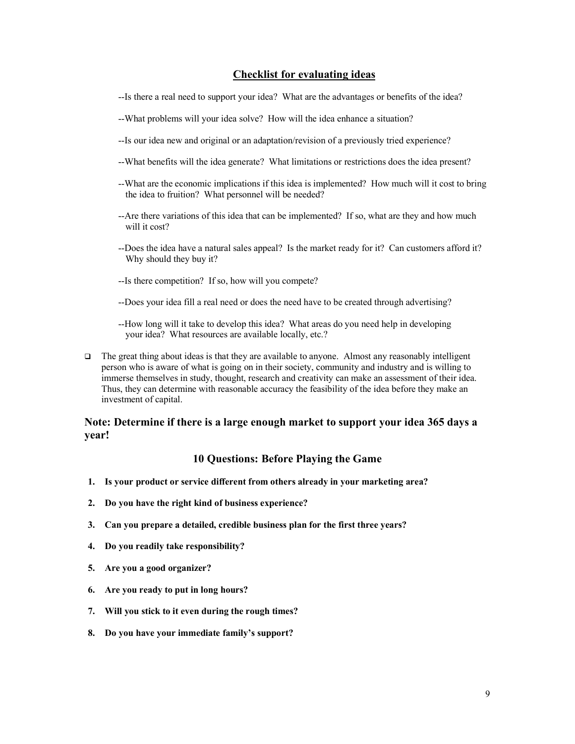## Checklist for evaluating ideas

--Is there a real need to support your idea? What are the advantages or benefits of the idea?

--What problems will your idea solve? How will the idea enhance a situation?

--Is our idea new and original or an adaptation/revision of a previously tried experience?

--What benefits will the idea generate? What limitations or restrictions does the idea present?

--What are the economic implications if this idea is implemented? How much will it cost to bring the idea to fruition? What personnel will be needed?

--Are there variations of this idea that can be implemented? If so, what are they and how much will it cost?

--Does the idea have a natural sales appeal? Is the market ready for it? Can customers afford it? Why should they buy it?

--Is there competition? If so, how will you compete?

--Does your idea fill a real need or does the need have to be created through advertising?

--How long will it take to develop this idea? What areas do you need help in developing your idea? What resources are available locally, etc.?

- The great thing about ideas is that they are available to anyone. Almost any reasonably intelligent person who is aware of what is going on in their society, community and industry and is willing to immerse themselves in study, thought, research and creativity can make an assessment of their idea. Thus, they can determine with reasonable accuracy the feasibility of the idea before they make an investment of capital.

### Note: Determine if there is a large enough market to support your idea 365 days a year!

### 10 Questions: Before Playing the Game

1. **Is your product or service different from others already in your marketing area?**
2. **Do you have the right kind of business experience?**
3. **Can you prepare a detailed, credible business plan for the first three years?**
4. **Do you readily take responsibility?**
5. **Are you a good organizer?**
6. **Are you ready to put in long hours?**
7. **Will you stick to it even during the rough times?**
8. **Do you have your immediate family's support?**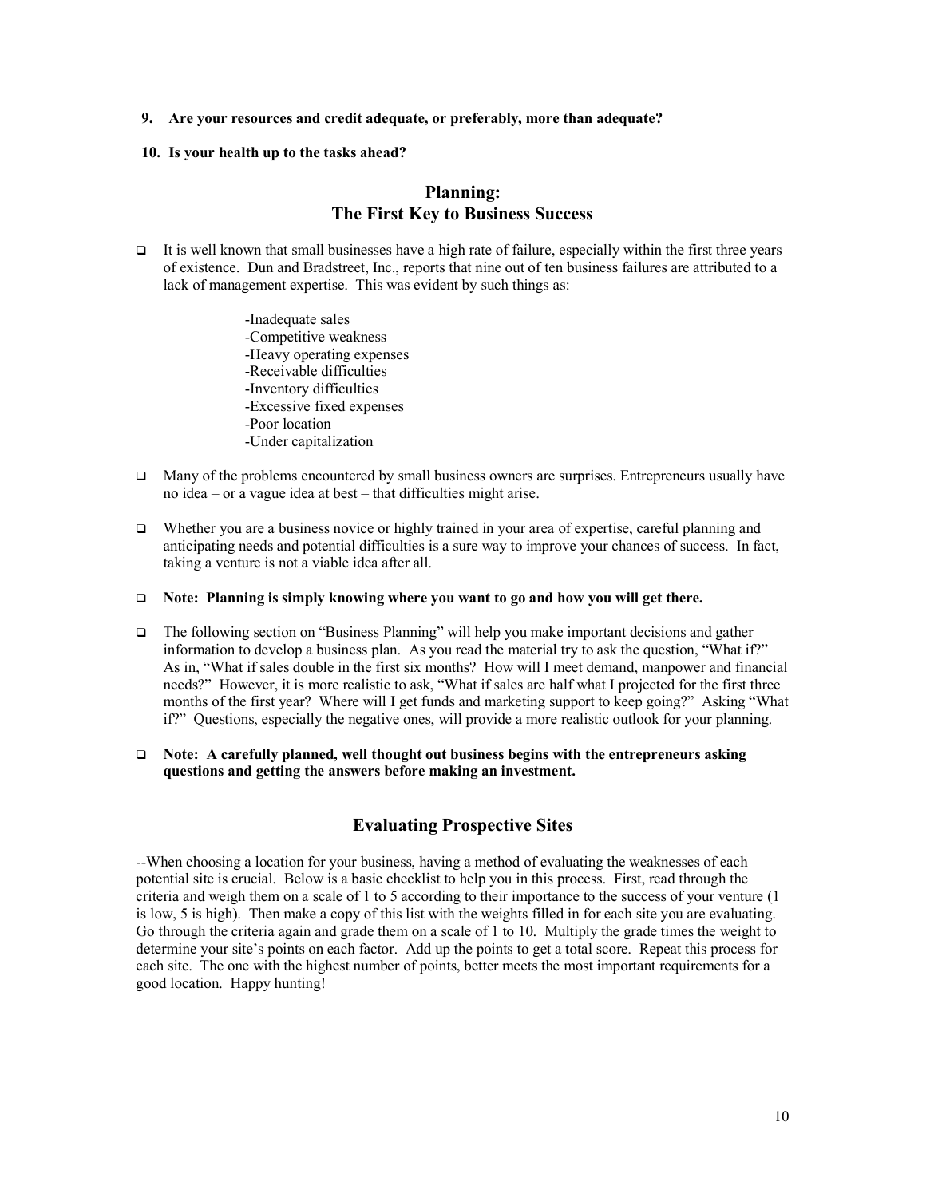**9. Are your resources and credit adequate, or preferably, more than adequate?**

**10. Is your health up to the tasks ahead?**

## Planning: The First Key to Business Success

- It is well known that small businesses have a high rate of failure, especially within the first three years of existence. Dun and Bradstreet, Inc., reports that nine out of ten business failures are attributed to a lack of management expertise. This was evident by such things as:

  -Inadequate sales
  -Competitive weakness
  -Heavy operating expenses
  -Receivable difficulties
  -Inventory difficulties
  -Excessive fixed expenses
  -Poor location
  -Under capitalization

- Many of the problems encountered by small business owners are surprises. Entrepreneurs usually have no idea – or a vague idea at best – that difficulties might arise.

- Whether you are a business novice or highly trained in your area of expertise, careful planning and anticipating needs and potential difficulties is a sure way to improve your chances of success. In fact, taking a venture is not a viable idea after all.

- **Note: Planning is simply knowing where you want to go and how you will get there.**

- The following section on "Business Planning" will help you make important decisions and gather information to develop a business plan. As you read the material try to ask the question, "What if?" As in, "What if sales double in the first six months? How will I meet demand, manpower and financial needs?" However, it is more realistic to ask, "What if sales are half what I projected for the first three months of the first year? Where will I get funds and marketing support to keep going?" Asking "What if?" Questions, especially the negative ones, will provide a more realistic outlook for your planning.

- **Note: A carefully planned, well thought out business begins with the entrepreneurs asking questions and getting the answers before making an investment.**

## Evaluating Prospective Sites

--When choosing a location for your business, having a method of evaluating the weaknesses of each potential site is crucial. Below is a basic checklist to help you in this process. First, read through the criteria and weigh them on a scale of 1 to 5 according to their importance to the success of your venture (1 is low, 5 is high). Then make a copy of this list with the weights filled in for each site you are evaluating. Go through the criteria again and grade them on a scale of 1 to 10. Multiply the grade times the weight to determine your site's points on each factor. Add up the points to get a total score. Repeat this process for each site. The one with the highest number of points, better meets the most important requirements for a good location. Happy hunting!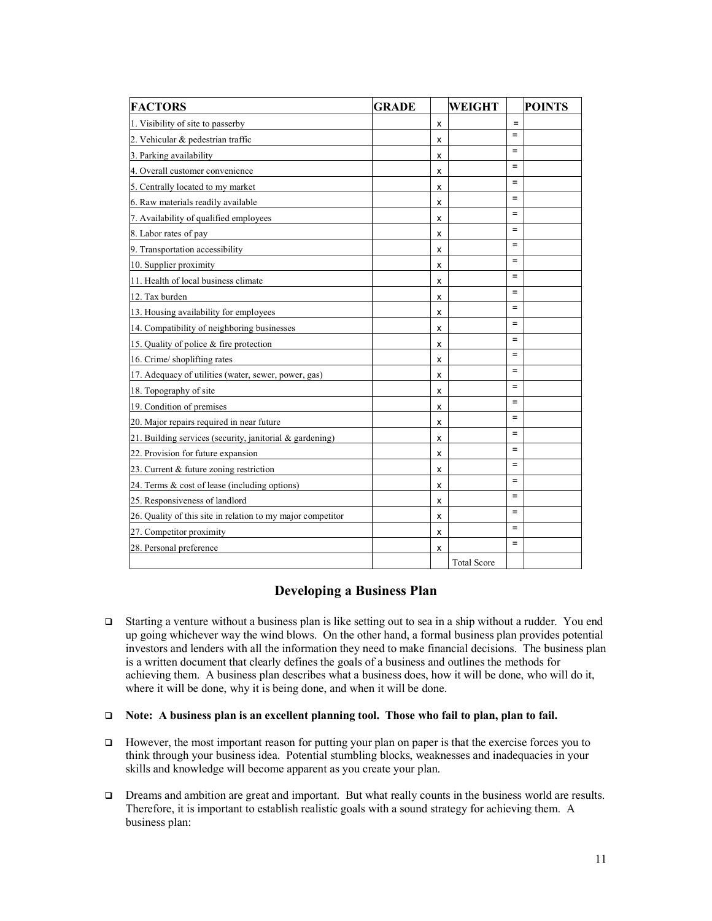| FACTORS | GRADE | | WEIGHT | | POINTS |
|---|---|---|---|---|---|
| 1. Visibility of site to passerby | | x | | = | |
| 2. Vehicular & pedestrian traffic | | x | | = | |
| 3. Parking availability | | x | | = | |
| 4. Overall customer convenience | | x | | = | |
| 5. Centrally located to my market | | x | | = | |
| 6. Raw materials readily available | | x | | = | |
| 7. Availability of qualified employees | | x | | = | |
| 8. Labor rates of pay | | x | | = | |
| 9. Transportation accessibility | | x | | = | |
| 10. Supplier proximity | | x | | = | |
| 11. Health of local business climate | | x | | = | |
| 12. Tax burden | | x | | = | |
| 13. Housing availability for employees | | x | | = | |
| 14. Compatibility of neighboring businesses | | x | | = | |
| 15. Quality of police & fire protection | | x | | = | |
| 16. Crime/ shoplifting rates | | x | | = | |
| 17. Adequacy of utilities (water, sewer, power, gas) | | x | | = | |
| 18. Topography of site | | x | | = | |
| 19. Condition of premises | | x | | = | |
| 20. Major repairs required in near future | | x | | = | |
| 21. Building services (security, janitorial & gardening) | | x | | = | |
| 22. Provision for future expansion | | x | | = | |
| 23. Current & future zoning restriction | | x | | = | |
| 24. Terms & cost of lease (including options) | | x | | = | |
| 25. Responsiveness of landlord | | x | | = | |
| 26. Quality of this site in relation to my major competitor | | x | | = | |
| 27. Competitor proximity | | x | | = | |
| 28. Personal preference | | x | | = | |
| | | | Total Score | | |

## Developing a Business Plan

- Starting a venture without a business plan is like setting out to sea in a ship without a rudder. You end up going whichever way the wind blows. On the other hand, a formal business plan provides potential investors and lenders with all the information they need to make financial decisions. The business plan is a written document that clearly defines the goals of a business and outlines the methods for achieving them. A business plan describes what a business does, how it will be done, who will do it, where it will be done, why it is being done, and when it will be done.

- **Note: A business plan is an excellent planning tool. Those who fail to plan, plan to fail.**

- However, the most important reason for putting your plan on paper is that the exercise forces you to think through your business idea. Potential stumbling blocks, weaknesses and inadequacies in your skills and knowledge will become apparent as you create your plan.

- Dreams and ambition are great and important. But what really counts in the business world are results. Therefore, it is important to establish realistic goals with a sound strategy for achieving them. A business plan: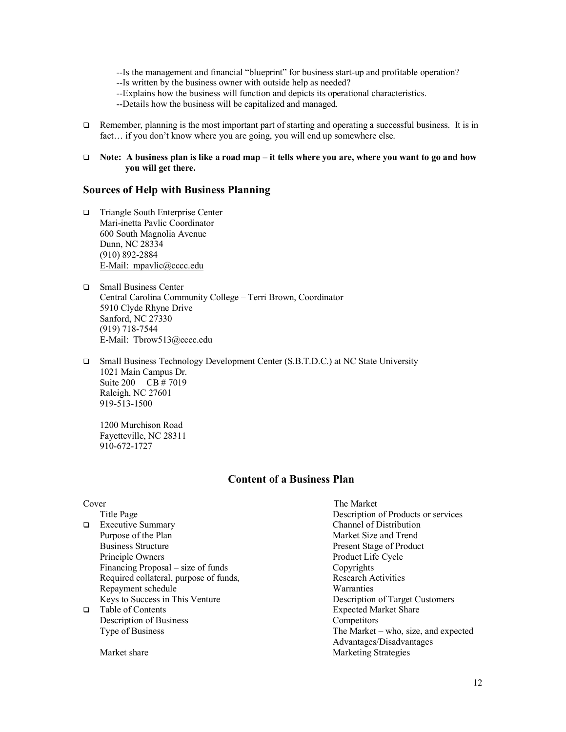--Is the management and financial "blueprint" for business start-up and profitable operation?
--Is written by the business owner with outside help as needed?
--Explains how the business will function and depicts its operational characteristics.
--Details how the business will be capitalized and managed.

- Remember, planning is the most important part of starting and operating a successful business. It is in fact… if you don't know where you are going, you will end up somewhere else.

- **Note: A business plan is like a road map – it tells where you are, where you want to go and how you will get there.**

## Sources of Help with Business Planning

- Triangle South Enterprise Center
  Mari-inetta Pavlic Coordinator
  600 South Magnolia Avenue
  Dunn, NC 28334
  (910) 892-2884
  E-Mail: mpavlic@cccc.edu

- Small Business Center
  Central Carolina Community College – Terri Brown, Coordinator
  5910 Clyde Rhyne Drive
  Sanford, NC 27330
  (919) 718-7544
  E-Mail: Tbrow513@cccc.edu

- Small Business Technology Development Center (S.B.T.D.C.) at NC State University
  1021 Main Campus Dr.
  Suite 200 CB # 7019
  Raleigh, NC 27601
  919-513-1500

  1200 Murchison Road
  Fayetteville, NC 28311
  910-672-1727

## Content of a Business Plan

Cover
Title Page

- Executive Summary
  Purpose of the Plan
  Business Structure
  Principle Owners
  Financing Proposal – size of funds
  Required collateral, purpose of funds,
  Repayment schedule
  Keys to Success in This Venture
- Table of Contents
  Description of Business
  Type of Business

  Market share

The Market
Description of Products or services
Channel of Distribution
Market Size and Trend
Present Stage of Product
Product Life Cycle
Copyrights
Research Activities
Warranties
Description of Target Customers
Expected Market Share
Competitors
The Market – who, size, and expected
Advantages/Disadvantages
Marketing Strategies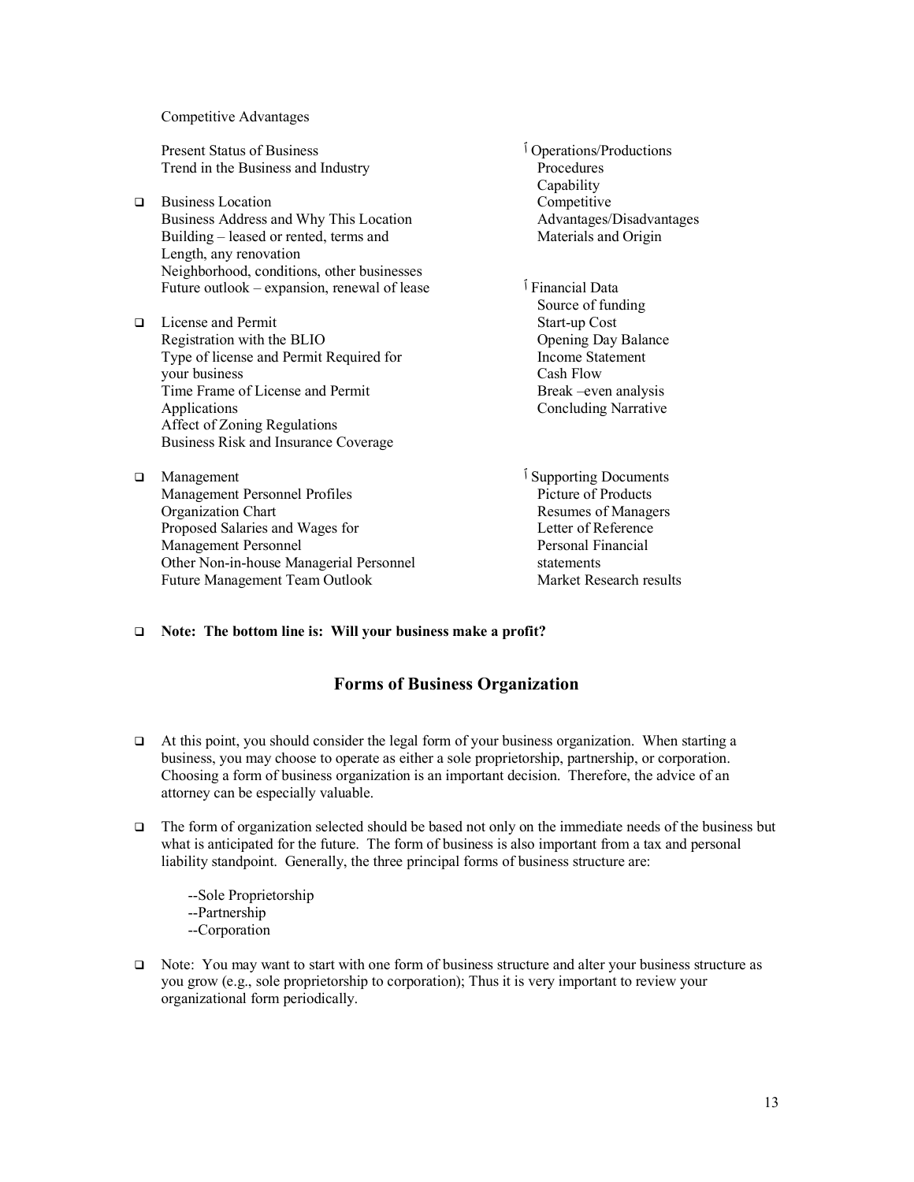Competitive Advantages

Present Status of Business
Trend in the Business and Industry

- Business Location
  Business Address and Why This Location
  Building – leased or rented, terms and Length, any renovation
  Neighborhood, conditions, other businesses
  Future outlook – expansion, renewal of lease

- License and Permit
  Registration with the BLIO
  Type of license and Permit Required for your business
  Time Frame of License and Permit Applications
  Affect of Zoning Regulations
  Business Risk and Insurance Coverage

- Management
  Management Personnel Profiles
  Organization Chart
  Proposed Salaries and Wages for Management Personnel
  Other Non-in-house Managerial Personnel
  Future Management Team Outlook

- Operations/Productions
  Procedures
  Capability
  Competitive
  Advantages/Disadvantages
  Materials and Origin

- Financial Data
  Source of funding
  Start-up Cost
  Opening Day Balance
  Income Statement
  Cash Flow
  Break –even analysis
  Concluding Narrative

- Supporting Documents
  Picture of Products
  Resumes of Managers
  Letter of Reference
  Personal Financial statements
  Market Research results

- **Note: The bottom line is: Will your business make a profit?**

## Forms of Business Organization

- At this point, you should consider the legal form of your business organization. When starting a business, you may choose to operate as either a sole proprietorship, partnership, or corporation. Choosing a form of business organization is an important decision. Therefore, the advice of an attorney can be especially valuable.

- The form of organization selected should be based not only on the immediate needs of the business but what is anticipated for the future. The form of business is also important from a tax and personal liability standpoint. Generally, the three principal forms of business structure are:

  --Sole Proprietorship
  --Partnership
  --Corporation

- Note: You may want to start with one form of business structure and alter your business structure as you grow (e.g., sole proprietorship to corporation); Thus it is very important to review your organizational form periodically.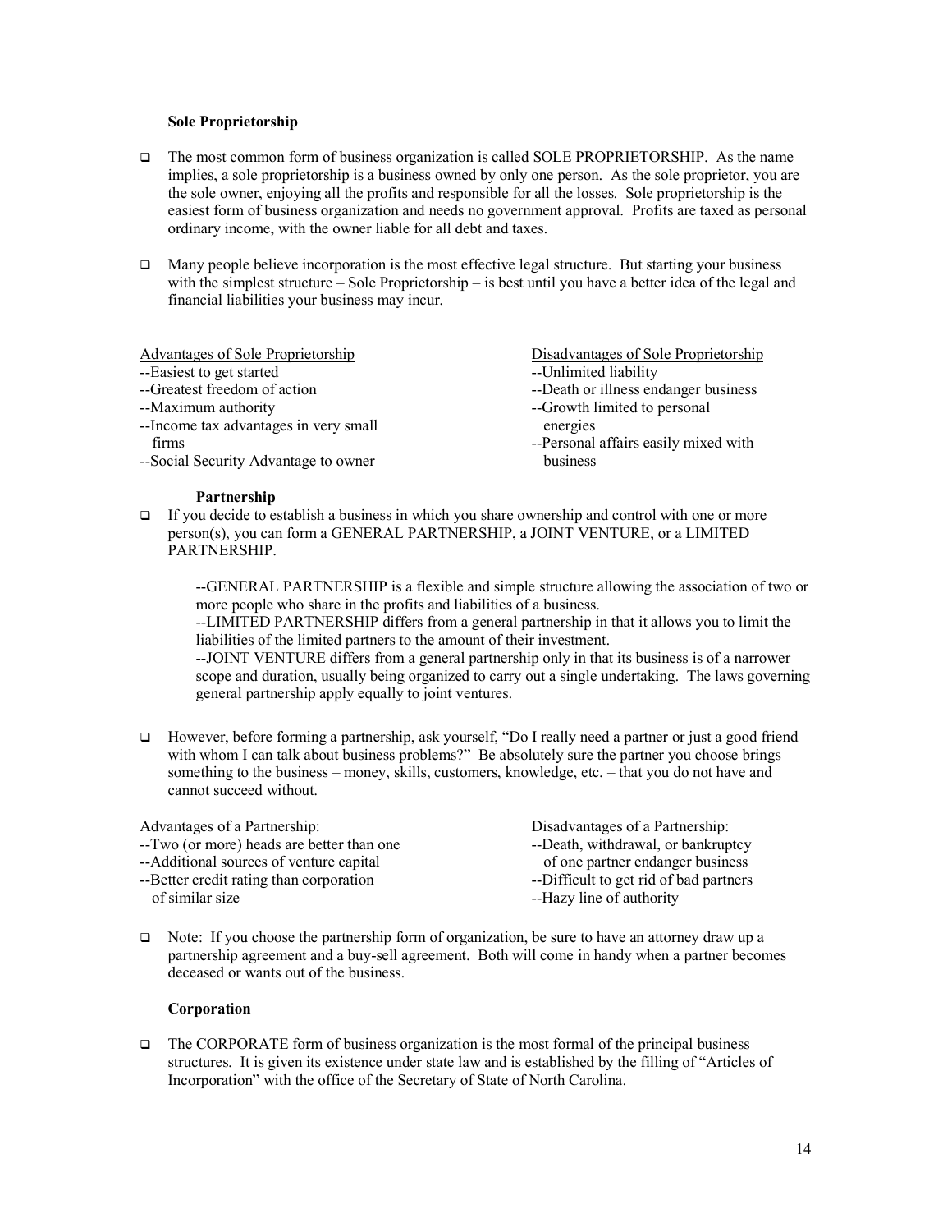### Sole Proprietorship

- The most common form of business organization is called SOLE PROPRIETORSHIP. As the name implies, a sole proprietorship is a business owned by only one person. As the sole proprietor, you are the sole owner, enjoying all the profits and responsible for all the losses. Sole proprietorship is the easiest form of business organization and needs no government approval. Profits are taxed as personal ordinary income, with the owner liable for all debt and taxes.

- Many people believe incorporation is the most effective legal structure. But starting your business with the simplest structure – Sole Proprietorship – is best until you have a better idea of the legal and financial liabilities your business may incur.

<u>Advantages of Sole Proprietorship</u>

--Easiest to get started
--Greatest freedom of action
--Maximum authority
--Income tax advantages in very small firms
--Social Security Advantage to owner

<u>Disadvantages of Sole Proprietorship</u>

--Unlimited liability
--Death or illness endanger business
--Growth limited to personal energies
--Personal affairs easily mixed with business

### Partnership

- If you decide to establish a business in which you share ownership and control with one or more person(s), you can form a GENERAL PARTNERSHIP, a JOINT VENTURE, or a LIMITED PARTNERSHIP.

  --GENERAL PARTNERSHIP is a flexible and simple structure allowing the association of two or more people who share in the profits and liabilities of a business.
  --LIMITED PARTNERSHIP differs from a general partnership in that it allows you to limit the liabilities of the limited partners to the amount of their investment.
  --JOINT VENTURE differs from a general partnership only in that its business is of a narrower scope and duration, usually being organized to carry out a single undertaking. The laws governing general partnership apply equally to joint ventures.

- However, before forming a partnership, ask yourself, "Do I really need a partner or just a good friend with whom I can talk about business problems?" Be absolutely sure the partner you choose brings something to the business – money, skills, customers, knowledge, etc. – that you do not have and cannot succeed without.

<u>Advantages of a Partnership</u>:

--Two (or more) heads are better than one
--Additional sources of venture capital
--Better credit rating than corporation of similar size

<u>Disadvantages of a Partnership</u>:

--Death, withdrawal, or bankruptcy of one partner endanger business
--Difficult to get rid of bad partners
--Hazy line of authority

- Note: If you choose the partnership form of organization, be sure to have an attorney draw up a partnership agreement and a buy-sell agreement. Both will come in handy when a partner becomes deceased or wants out of the business.

### Corporation

- The CORPORATE form of business organization is the most formal of the principal business structures. It is given its existence under state law and is established by the filling of "Articles of Incorporation" with the office of the Secretary of State of North Carolina.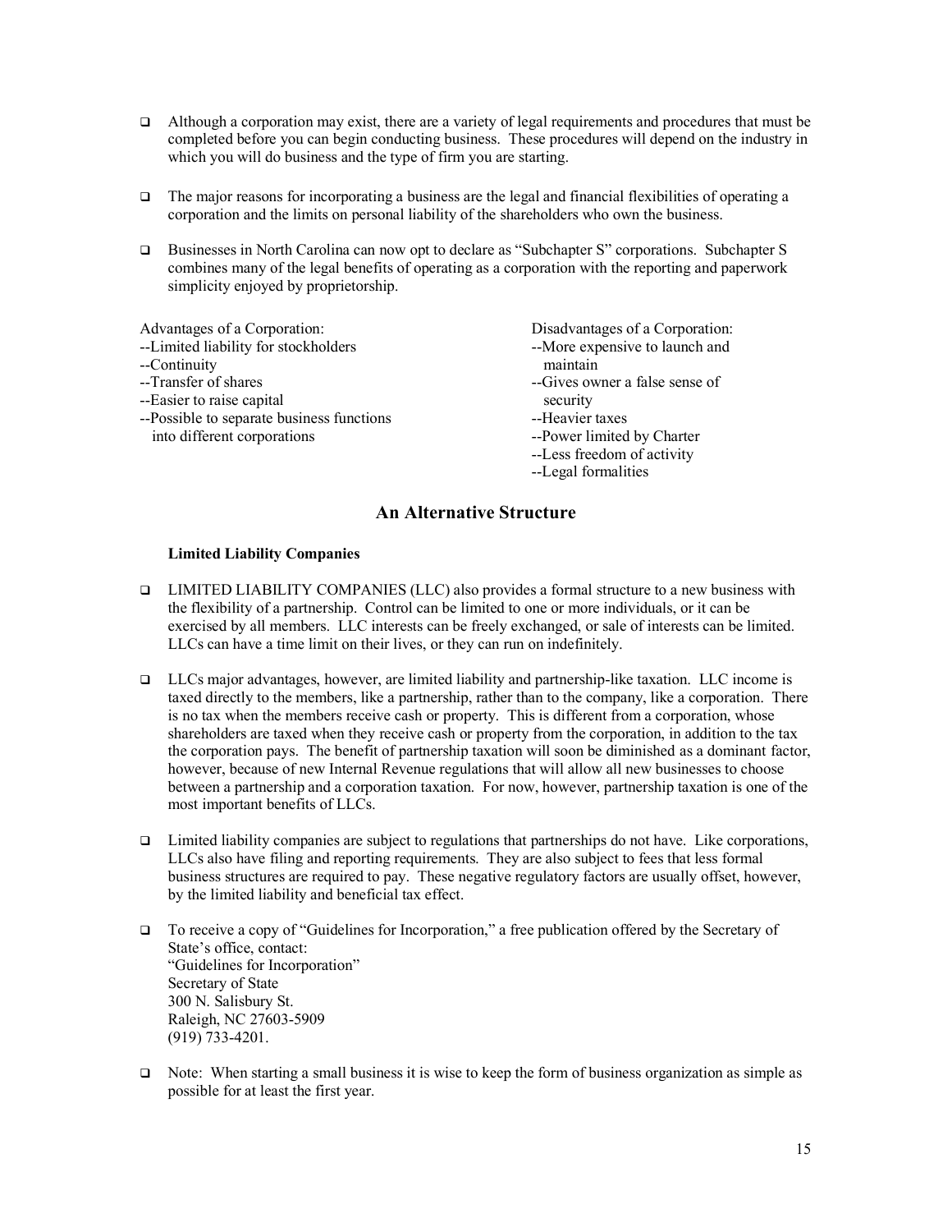- Although a corporation may exist, there are a variety of legal requirements and procedures that must be completed before you can begin conducting business. These procedures will depend on the industry in which you will do business and the type of firm you are starting.

- The major reasons for incorporating a business are the legal and financial flexibilities of operating a corporation and the limits on personal liability of the shareholders who own the business.

- Businesses in North Carolina can now opt to declare as "Subchapter S" corporations. Subchapter S combines many of the legal benefits of operating as a corporation with the reporting and paperwork simplicity enjoyed by proprietorship.

Advantages of a Corporation:
--Limited liability for stockholders
--Continuity
--Transfer of shares
--Easier to raise capital
--Possible to separate business functions into different corporations

Disadvantages of a Corporation:
--More expensive to launch and maintain
--Gives owner a false sense of security
--Heavier taxes
--Power limited by Charter
--Less freedom of activity
--Legal formalities

## An Alternative Structure

**Limited Liability Companies**

- LIMITED LIABILITY COMPANIES (LLC) also provides a formal structure to a new business with the flexibility of a partnership. Control can be limited to one or more individuals, or it can be exercised by all members. LLC interests can be freely exchanged, or sale of interests can be limited. LLCs can have a time limit on their lives, or they can run on indefinitely.

- LLCs major advantages, however, are limited liability and partnership-like taxation. LLC income is taxed directly to the members, like a partnership, rather than to the company, like a corporation. There is no tax when the members receive cash or property. This is different from a corporation, whose shareholders are taxed when they receive cash or property from the corporation, in addition to the tax the corporation pays. The benefit of partnership taxation will soon be diminished as a dominant factor, however, because of new Internal Revenue regulations that will allow all new businesses to choose between a partnership and a corporation taxation. For now, however, partnership taxation is one of the most important benefits of LLCs.

- Limited liability companies are subject to regulations that partnerships do not have. Like corporations, LLCs also have filing and reporting requirements. They are also subject to fees that less formal business structures are required to pay. These negative regulatory factors are usually offset, however, by the limited liability and beneficial tax effect.

- To receive a copy of "Guidelines for Incorporation," a free publication offered by the Secretary of State's office, contact:
  "Guidelines for Incorporation"
  Secretary of State
  300 N. Salisbury St.
  Raleigh, NC 27603-5909
  (919) 733-4201.

- Note: When starting a small business it is wise to keep the form of business organization as simple as possible for at least the first year.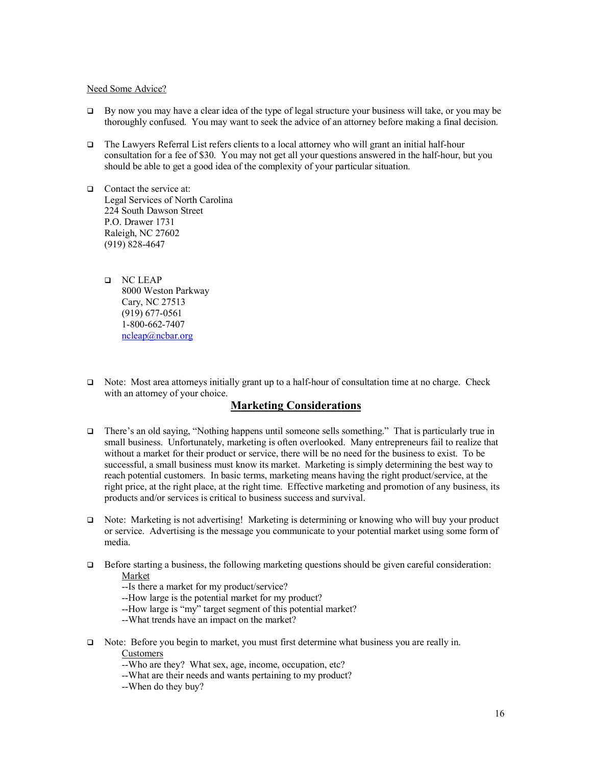Need Some Advice?

- By now you may have a clear idea of the type of legal structure your business will take, or you may be thoroughly confused. You may want to seek the advice of an attorney before making a final decision.

- The Lawyers Referral List refers clients to a local attorney who will grant an initial half-hour consultation for a fee of $30. You may not get all your questions answered in the half-hour, but you should be able to get a good idea of the complexity of your particular situation.

- Contact the service at:  
  Legal Services of North Carolina  
  224 South Dawson Street  
  P.O. Drawer 1731  
  Raleigh, NC 27602  
  (919) 828-4647

  - NC LEAP  
    8000 Weston Parkway  
    Cary, NC 27513  
    (919) 677-0561  
    1-800-662-7407  
    ncleap@ncbar.org

- Note: Most area attorneys initially grant up to a half-hour of consultation time at no charge. Check with an attorney of your choice.

## Marketing Considerations

- There's an old saying, "Nothing happens until someone sells something." That is particularly true in small business. Unfortunately, marketing is often overlooked. Many entrepreneurs fail to realize that without a market for their product or service, there will be no need for the business to exist. To be successful, a small business must know its market. Marketing is simply determining the best way to reach potential customers. In basic terms, marketing means having the right product/service, at the right price, at the right place, at the right time. Effective marketing and promotion of any business, its products and/or services is critical to business success and survival.

- Note: Marketing is not advertising! Marketing is determining or knowing who will buy your product or service. Advertising is the message you communicate to your potential market using some form of media.

- Before starting a business, the following marketing questions should be given careful consideration:  
  Market  
  --Is there a market for my product/service?  
  --How large is the potential market for my product?  
  --How large is "my" target segment of this potential market?  
  --What trends have an impact on the market?

- Note: Before you begin to market, you must first determine what business you are really in.  
  Customers  
  --Who are they? What sex, age, income, occupation, etc?  
  --What are their needs and wants pertaining to my product?  
  --When do they buy?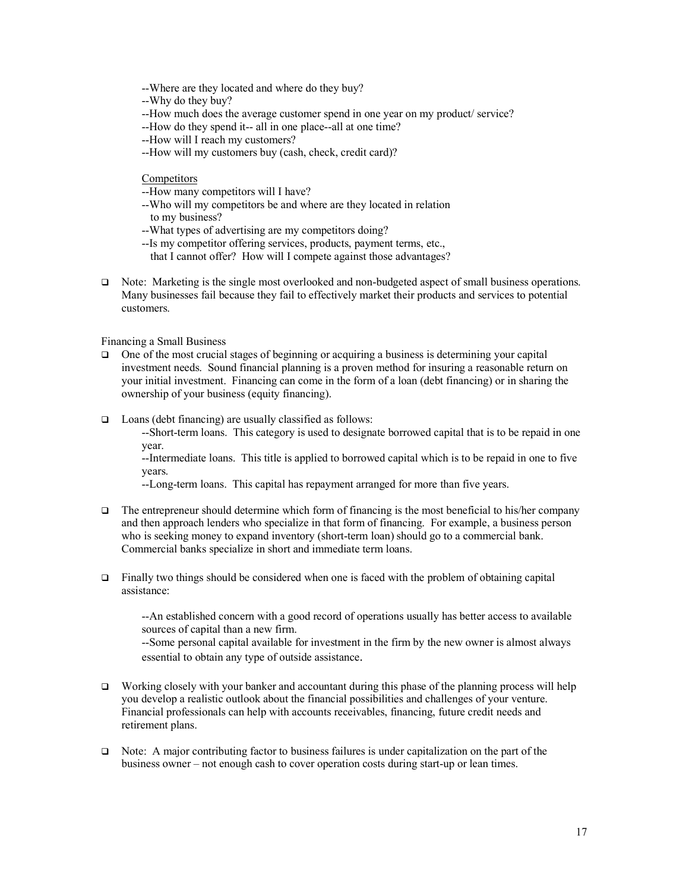--Where are they located and where do they buy?
--Why do they buy?
--How much does the average customer spend in one year on my product/ service?
--How do they spend it-- all in one place--all at one time?
--How will I reach my customers?
--How will my customers buy (cash, check, credit card)?

<u>Competitors</u>
--How many competitors will I have?
--Who will my competitors be and where are they located in relation to my business?
--What types of advertising are my competitors doing?
--Is my competitor offering services, products, payment terms, etc., that I cannot offer? How will I compete against those advantages?

- Note: Marketing is the single most overlooked and non-budgeted aspect of small business operations. Many businesses fail because they fail to effectively market their products and services to potential customers.

Financing a Small Business

- One of the most crucial stages of beginning or acquiring a business is determining your capital investment needs. Sound financial planning is a proven method for insuring a reasonable return on your initial investment. Financing can come in the form of a loan (debt financing) or in sharing the ownership of your business (equity financing).

- Loans (debt financing) are usually classified as follows:
  --Short-term loans. This category is used to designate borrowed capital that is to be repaid in one year.
  --Intermediate loans. This title is applied to borrowed capital which is to be repaid in one to five years.
  --Long-term loans. This capital has repayment arranged for more than five years.

- The entrepreneur should determine which form of financing is the most beneficial to his/her company and then approach lenders who specialize in that form of financing. For example, a business person who is seeking money to expand inventory (short-term loan) should go to a commercial bank. Commercial banks specialize in short and immediate term loans.

- Finally two things should be considered when one is faced with the problem of obtaining capital assistance:

  --An established concern with a good record of operations usually has better access to available sources of capital than a new firm.
  --Some personal capital available for investment in the firm by the new owner is almost always essential to obtain any type of outside assistance.

- Working closely with your banker and accountant during this phase of the planning process will help you develop a realistic outlook about the financial possibilities and challenges of your venture. Financial professionals can help with accounts receivables, financing, future credit needs and retirement plans.

- Note: A major contributing factor to business failures is under capitalization on the part of the business owner – not enough cash to cover operation costs during start-up or lean times.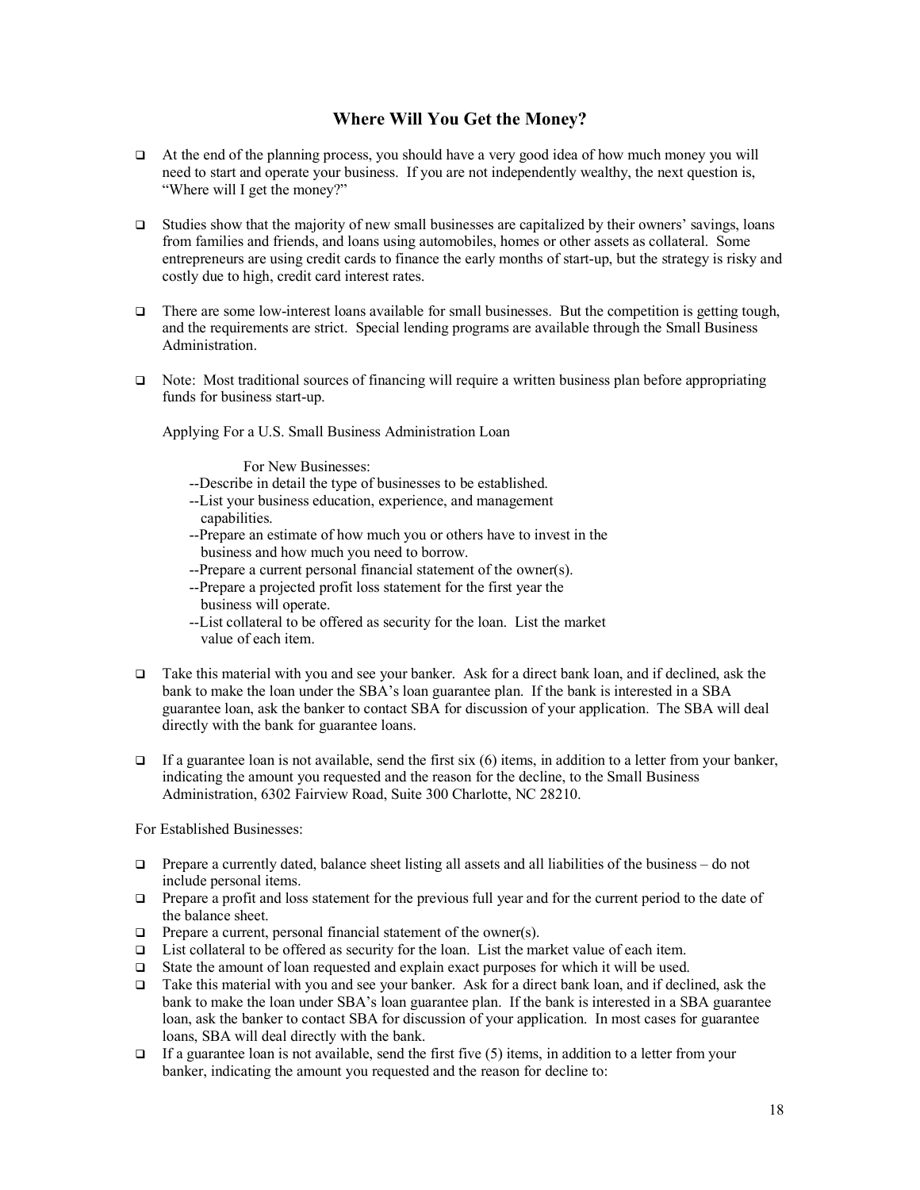## Where Will You Get the Money?

- At the end of the planning process, you should have a very good idea of how much money you will need to start and operate your business. If you are not independently wealthy, the next question is, "Where will I get the money?"

- Studies show that the majority of new small businesses are capitalized by their owners' savings, loans from families and friends, and loans using automobiles, homes or other assets as collateral. Some entrepreneurs are using credit cards to finance the early months of start-up, but the strategy is risky and costly due to high, credit card interest rates.

- There are some low-interest loans available for small businesses. But the competition is getting tough, and the requirements are strict. Special lending programs are available through the Small Business Administration.

- Note: Most traditional sources of financing will require a written business plan before appropriating funds for business start-up.

  Applying For a U.S. Small Business Administration Loan

  For New Businesses:

  --Describe in detail the type of businesses to be established.
  --List your business education, experience, and management capabilities.
  --Prepare an estimate of how much you or others have to invest in the business and how much you need to borrow.
  --Prepare a current personal financial statement of the owner(s).
  --Prepare a projected profit loss statement for the first year the business will operate.
  --List collateral to be offered as security for the loan. List the market value of each item.

- Take this material with you and see your banker. Ask for a direct bank loan, and if declined, ask the bank to make the loan under the SBA's loan guarantee plan. If the bank is interested in a SBA guarantee loan, ask the banker to contact SBA for discussion of your application. The SBA will deal directly with the bank for guarantee loans.

- If a guarantee loan is not available, send the first six (6) items, in addition to a letter from your banker, indicating the amount you requested and the reason for the decline, to the Small Business Administration, 6302 Fairview Road, Suite 300 Charlotte, NC 28210.

For Established Businesses:

- Prepare a currently dated, balance sheet listing all assets and all liabilities of the business – do not include personal items.
- Prepare a profit and loss statement for the previous full year and for the current period to the date of the balance sheet.
- Prepare a current, personal financial statement of the owner(s).
- List collateral to be offered as security for the loan. List the market value of each item.
- State the amount of loan requested and explain exact purposes for which it will be used.
- Take this material with you and see your banker. Ask for a direct bank loan, and if declined, ask the bank to make the loan under SBA's loan guarantee plan. If the bank is interested in a SBA guarantee loan, ask the banker to contact SBA for discussion of your application. In most cases for guarantee loans, SBA will deal directly with the bank.
- If a guarantee loan is not available, send the first five (5) items, in addition to a letter from your banker, indicating the amount you requested and the reason for decline to: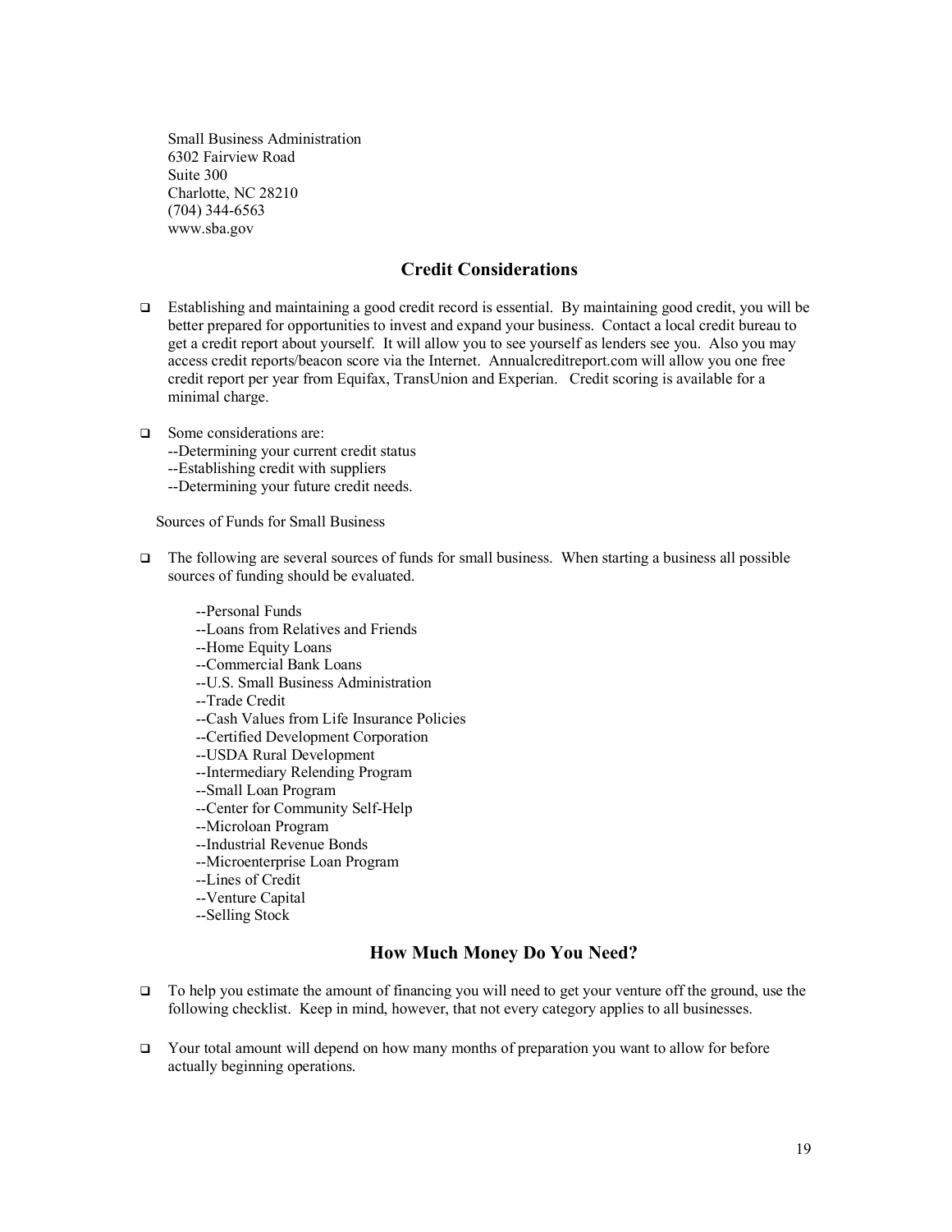Small Business Administration
6302 Fairview Road
Suite 300
Charlotte, NC 28210
(704) 344-6563
www.sba.gov

## Credit Considerations

- Establishing and maintaining a good credit record is essential. By maintaining good credit, you will be better prepared for opportunities to invest and expand your business. Contact a local credit bureau to get a credit report about yourself. It will allow you to see yourself as lenders see you. Also you may access credit reports/beacon score via the Internet. Annualcreditreport.com will allow you one free credit report per year from Equifax, TransUnion and Experian. Credit scoring is available for a minimal charge.

- Some considerations are:
  --Determining your current credit status
  --Establishing credit with suppliers
  --Determining your future credit needs.

Sources of Funds for Small Business

- The following are several sources of funds for small business. When starting a business all possible sources of funding should be evaluated.

  --Personal Funds
  --Loans from Relatives and Friends
  --Home Equity Loans
  --Commercial Bank Loans
  --U.S. Small Business Administration
  --Trade Credit
  --Cash Values from Life Insurance Policies
  --Certified Development Corporation
  --USDA Rural Development
  --Intermediary Relending Program
  --Small Loan Program
  --Center for Community Self-Help
  --Microloan Program
  --Industrial Revenue Bonds
  --Microenterprise Loan Program
  --Lines of Credit
  --Venture Capital
  --Selling Stock

## How Much Money Do You Need?

- To help you estimate the amount of financing you will need to get your venture off the ground, use the following checklist. Keep in mind, however, that not every category applies to all businesses.

- Your total amount will depend on how many months of preparation you want to allow for before actually beginning operations.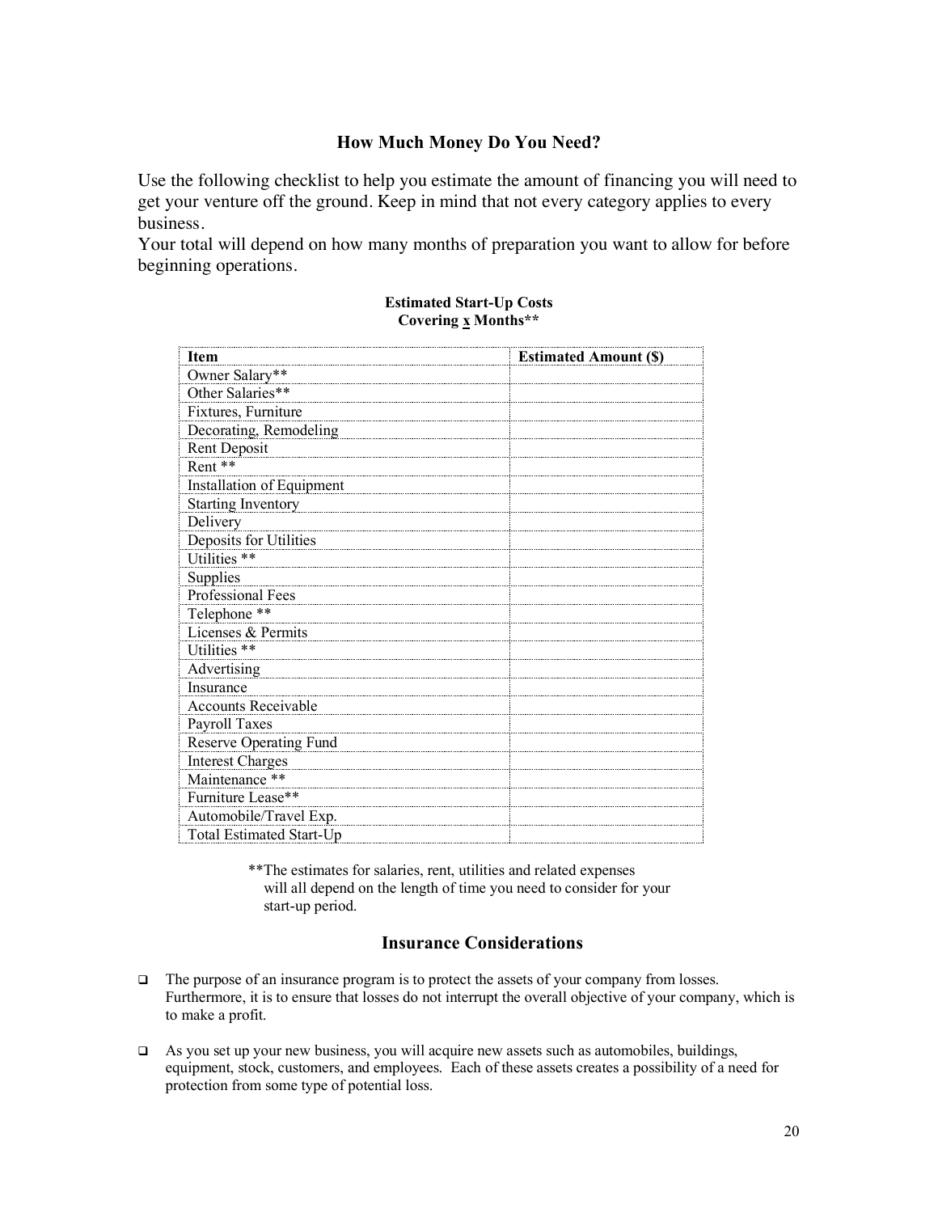## How Much Money Do You Need?

Use the following checklist to help you estimate the amount of financing you will need to get your venture off the ground. Keep in mind that not every category applies to every business.
Your total will depend on how many months of preparation you want to allow for before beginning operations.

**Estimated Start-Up Costs**
**Covering x Months****

| Item | Estimated Amount ($) |
|---|---|
| Owner Salary** | |
| Other Salaries** | |
| Fixtures, Furniture | |
| Decorating, Remodeling | |
| Rent Deposit | |
| Rent ** | |
| Installation of Equipment | |
| Starting Inventory | |
| Delivery | |
| Deposits for Utilities | |
| Utilities ** | |
| Supplies | |
| Professional Fees | |
| Telephone ** | |
| Licenses & Permits | |
| Utilities ** | |
| Advertising | |
| Insurance | |
| Accounts Receivable | |
| Payroll Taxes | |
| Reserve Operating Fund | |
| Interest Charges | |
| Maintenance ** | |
| Furniture Lease** | |
| Automobile/Travel Exp. | |
| Total Estimated Start-Up | |

**The estimates for salaries, rent, utilities and related expenses will all depend on the length of time you need to consider for your start-up period.

## Insurance Considerations

- The purpose of an insurance program is to protect the assets of your company from losses. Furthermore, it is to ensure that losses do not interrupt the overall objective of your company, which is to make a profit.
- As you set up your new business, you will acquire new assets such as automobiles, buildings, equipment, stock, customers, and employees. Each of these assets creates a possibility of a need for protection from some type of potential loss.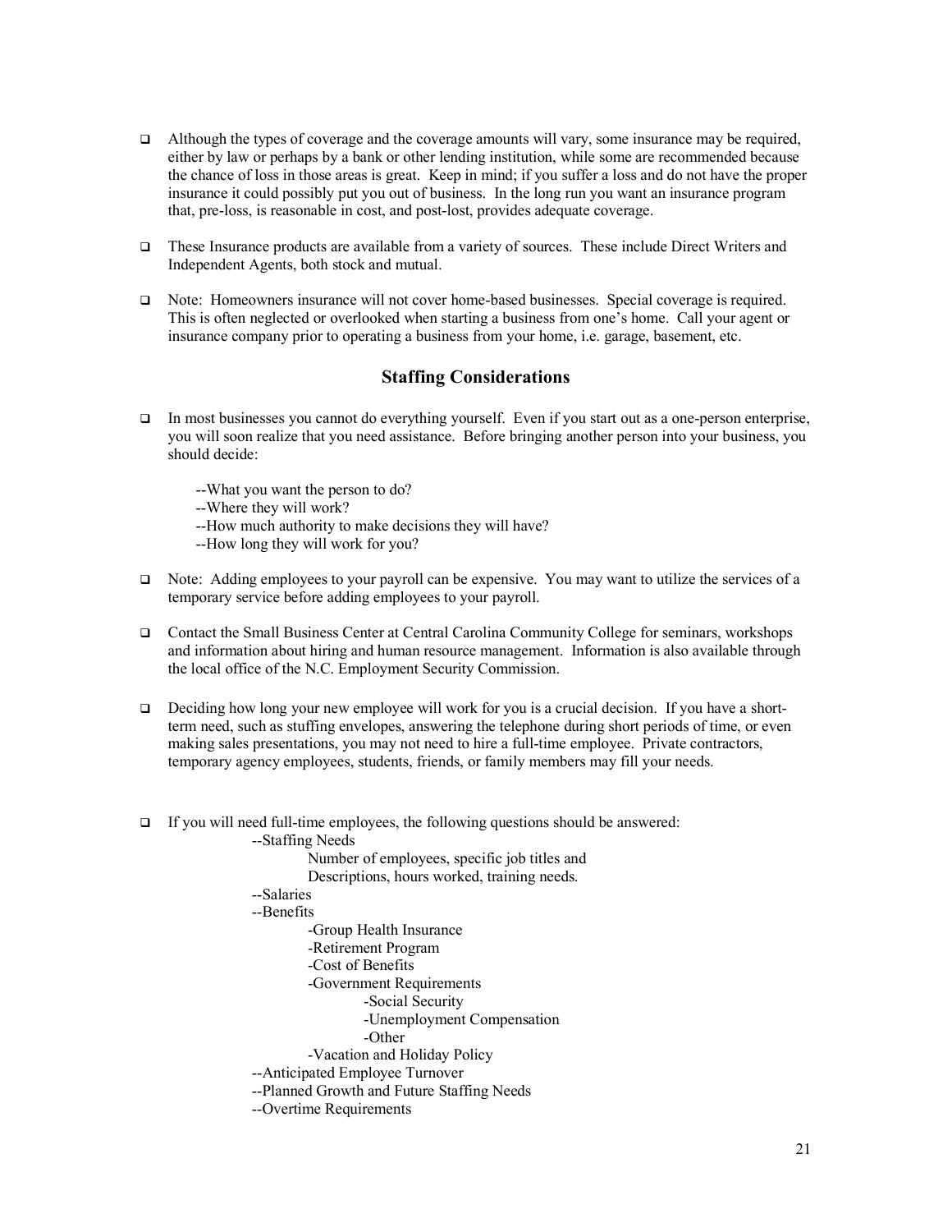- Although the types of coverage and the coverage amounts will vary, some insurance may be required, either by law or perhaps by a bank or other lending institution, while some are recommended because the chance of loss in those areas is great. Keep in mind; if you suffer a loss and do not have the proper insurance it could possibly put you out of business. In the long run you want an insurance program that, pre-loss, is reasonable in cost, and post-lost, provides adequate coverage.

- These Insurance products are available from a variety of sources. These include Direct Writers and Independent Agents, both stock and mutual.

- Note: Homeowners insurance will not cover home-based businesses. Special coverage is required. This is often neglected or overlooked when starting a business from one's home. Call your agent or insurance company prior to operating a business from your home, i.e. garage, basement, etc.

## Staffing Considerations

- In most businesses you cannot do everything yourself. Even if you start out as a one-person enterprise, you will soon realize that you need assistance. Before bringing another person into your business, you should decide:

  --What you want the person to do?
  --Where they will work?
  --How much authority to make decisions they will have?
  --How long they will work for you?

- Note: Adding employees to your payroll can be expensive. You may want to utilize the services of a temporary service before adding employees to your payroll.

- Contact the Small Business Center at Central Carolina Community College for seminars, workshops and information about hiring and human resource management. Information is also available through the local office of the N.C. Employment Security Commission.

- Deciding how long your new employee will work for you is a crucial decision. If you have a short-term need, such as stuffing envelopes, answering the telephone during short periods of time, or even making sales presentations, you may not need to hire a full-time employee. Private contractors, temporary agency employees, students, friends, or family members may fill your needs.

- If you will need full-time employees, the following questions should be answered:
  - --Staffing Needs
    - Number of employees, specific job titles and Descriptions, hours worked, training needs.
  - --Salaries
  - --Benefits
    - -Group Health Insurance
    - -Retirement Program
    - -Cost of Benefits
    - -Government Requirements
      - -Social Security
      - -Unemployment Compensation
      - -Other
    - -Vacation and Holiday Policy
  - --Anticipated Employee Turnover
  - --Planned Growth and Future Staffing Needs
  - --Overtime Requirements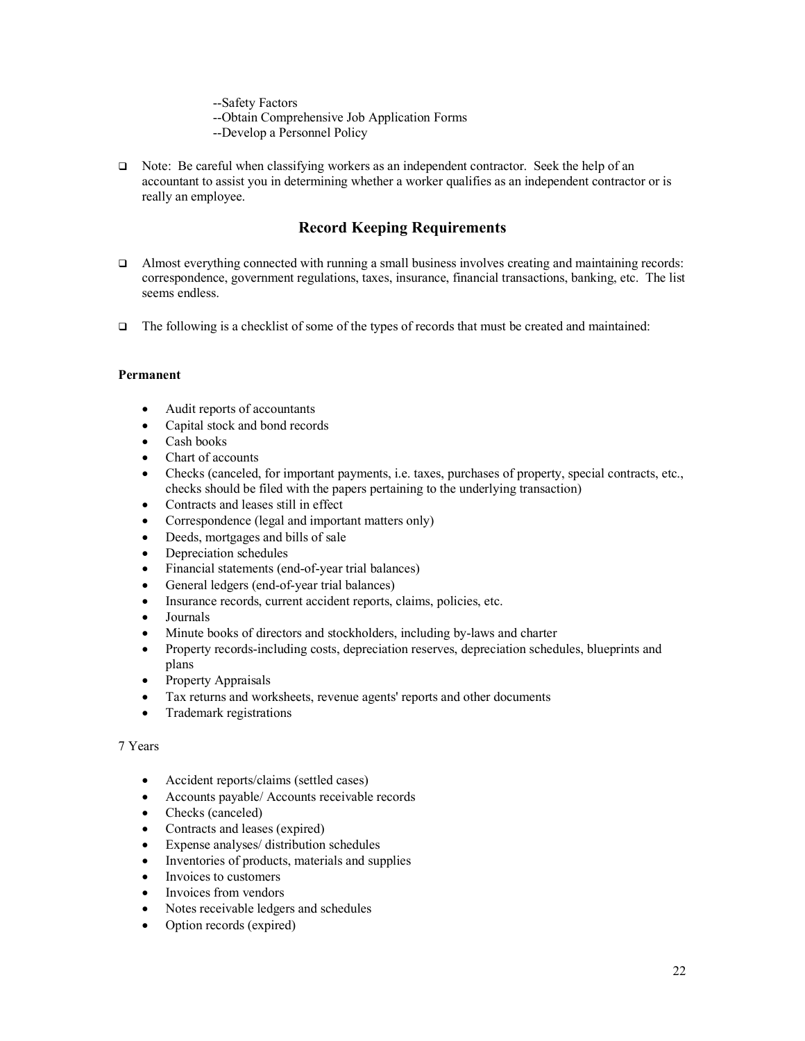--Safety Factors
--Obtain Comprehensive Job Application Forms
--Develop a Personnel Policy

- Note: Be careful when classifying workers as an independent contractor. Seek the help of an accountant to assist you in determining whether a worker qualifies as an independent contractor or is really an employee.

## Record Keeping Requirements

- Almost everything connected with running a small business involves creating and maintaining records: correspondence, government regulations, taxes, insurance, financial transactions, banking, etc. The list seems endless.

- The following is a checklist of some of the types of records that must be created and maintained:

**Permanent**

- Audit reports of accountants
- Capital stock and bond records
- Cash books
- Chart of accounts
- Checks (canceled, for important payments, i.e. taxes, purchases of property, special contracts, etc., checks should be filed with the papers pertaining to the underlying transaction)
- Contracts and leases still in effect
- Correspondence (legal and important matters only)
- Deeds, mortgages and bills of sale
- Depreciation schedules
- Financial statements (end-of-year trial balances)
- General ledgers (end-of-year trial balances)
- Insurance records, current accident reports, claims, policies, etc.
- Journals
- Minute books of directors and stockholders, including by-laws and charter
- Property records-including costs, depreciation reserves, depreciation schedules, blueprints and plans
- Property Appraisals
- Tax returns and worksheets, revenue agents' reports and other documents
- Trademark registrations

7 Years

- Accident reports/claims (settled cases)
- Accounts payable/ Accounts receivable records
- Checks (canceled)
- Contracts and leases (expired)
- Expense analyses/ distribution schedules
- Inventories of products, materials and supplies
- Invoices to customers
- Invoices from vendors
- Notes receivable ledgers and schedules
- Option records (expired)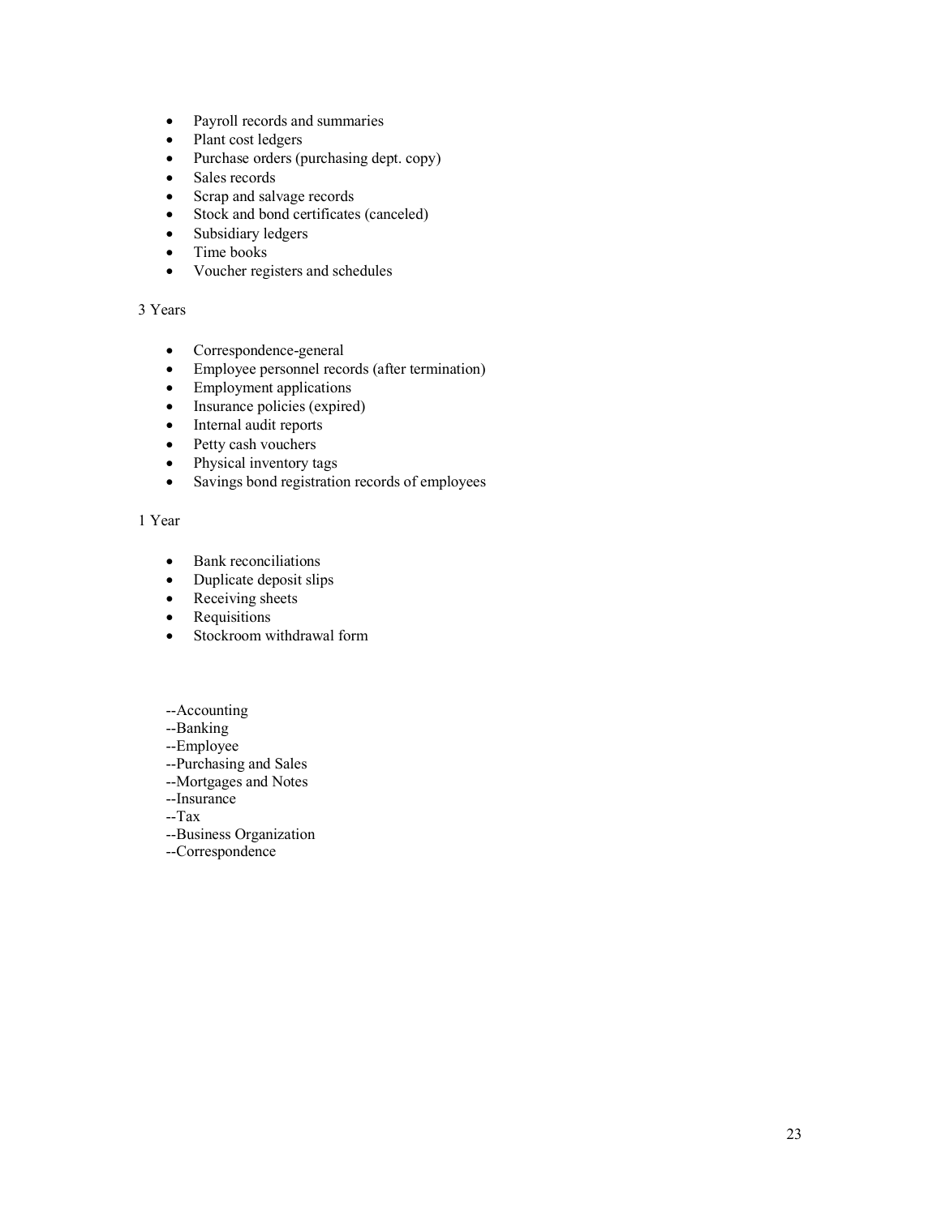- Payroll records and summaries
- Plant cost ledgers
- Purchase orders (purchasing dept. copy)
- Sales records
- Scrap and salvage records
- Stock and bond certificates (canceled)
- Subsidiary ledgers
- Time books
- Voucher registers and schedules

3 Years

- Correspondence-general
- Employee personnel records (after termination)
- Employment applications
- Insurance policies (expired)
- Internal audit reports
- Petty cash vouchers
- Physical inventory tags
- Savings bond registration records of employees

1 Year

- Bank reconciliations
- Duplicate deposit slips
- Receiving sheets
- Requisitions
- Stockroom withdrawal form

--Accounting
--Banking
--Employee
--Purchasing and Sales
--Mortgages and Notes
--Insurance
--Tax
--Business Organization
--Correspondence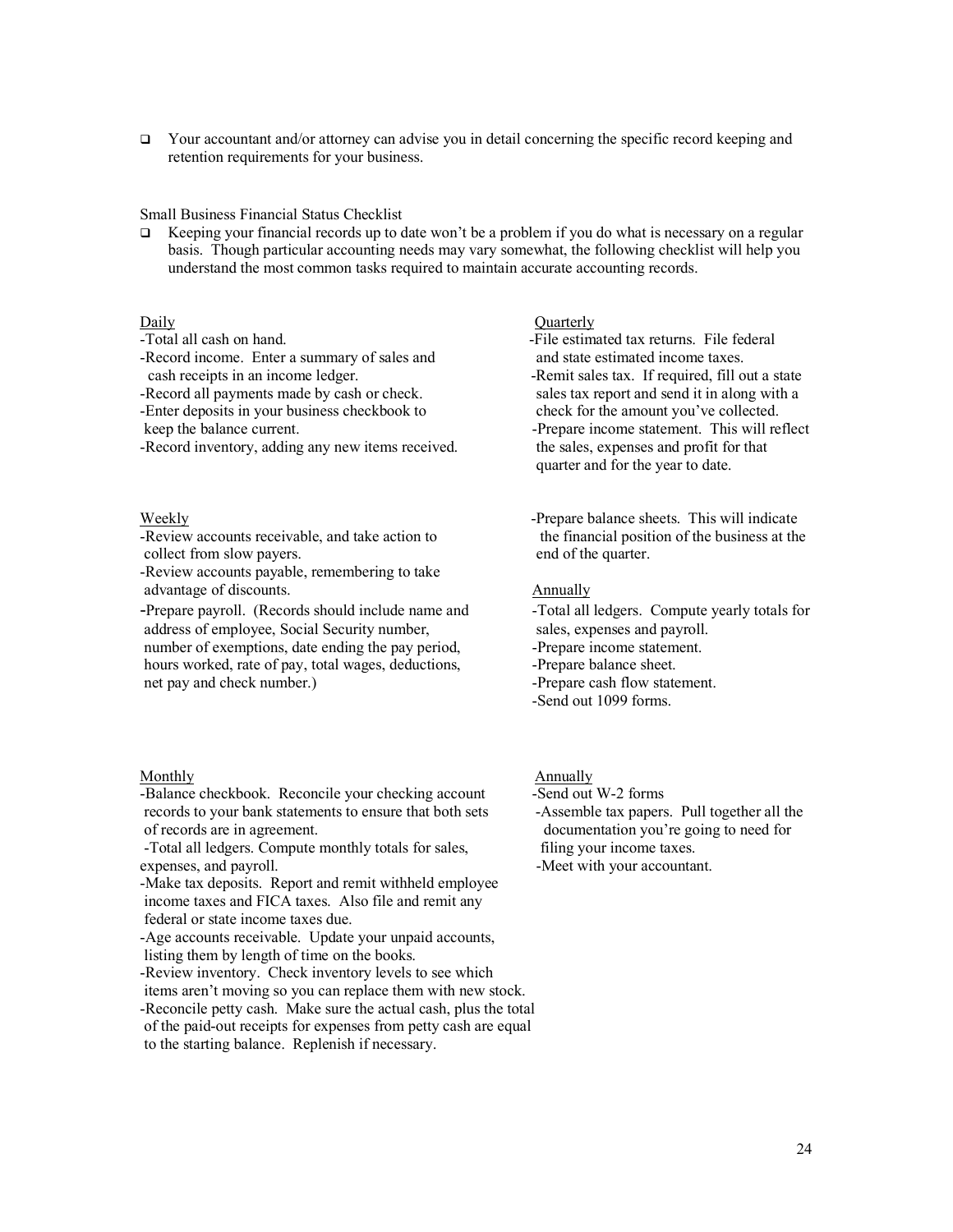- Your accountant and/or attorney can advise you in detail concerning the specific record keeping and retention requirements for your business.

Small Business Financial Status Checklist

- Keeping your financial records up to date won't be a problem if you do what is necessary on a regular basis. Though particular accounting needs may vary somewhat, the following checklist will help you understand the most common tasks required to maintain accurate accounting records.

Daily

- Total all cash on hand.
- Record income. Enter a summary of sales and cash receipts in an income ledger.
- Record all payments made by cash or check.
- Enter deposits in your business checkbook to keep the balance current.
- Record inventory, adding any new items received.

Weekly

- Review accounts receivable, and take action to collect from slow payers.
- Review accounts payable, remembering to take advantage of discounts.
- Prepare payroll. (Records should include name and address of employee, Social Security number, number of exemptions, date ending the pay period, hours worked, rate of pay, total wages, deductions, net pay and check number.)

Monthly

- Balance checkbook. Reconcile your checking account records to your bank statements to ensure that both sets of records are in agreement.
- Total all ledgers. Compute monthly totals for sales, expenses, and payroll.
- Make tax deposits. Report and remit withheld employee income taxes and FICA taxes. Also file and remit any federal or state income taxes due.
- Age accounts receivable. Update your unpaid accounts, listing them by length of time on the books.
- Review inventory. Check inventory levels to see which items aren't moving so you can replace them with new stock.
- Reconcile petty cash. Make sure the actual cash, plus the total of the paid-out receipts for expenses from petty cash are equal to the starting balance. Replenish if necessary.

Quarterly

- File estimated tax returns. File federal and state estimated income taxes.
- Remit sales tax. If required, fill out a state sales tax report and send it in along with a check for the amount you've collected.
- Prepare income statement. This will reflect the sales, expenses and profit for that quarter and for the year to date.
- Prepare balance sheets. This will indicate the financial position of the business at the end of the quarter.

Annually

- Total all ledgers. Compute yearly totals for sales, expenses and payroll.
- Prepare income statement.
- Prepare balance sheet.
- Prepare cash flow statement.
- Send out 1099 forms.

Annually

- Send out W-2 forms
- Assemble tax papers. Pull together all the documentation you're going to need for filing your income taxes.
- Meet with your accountant.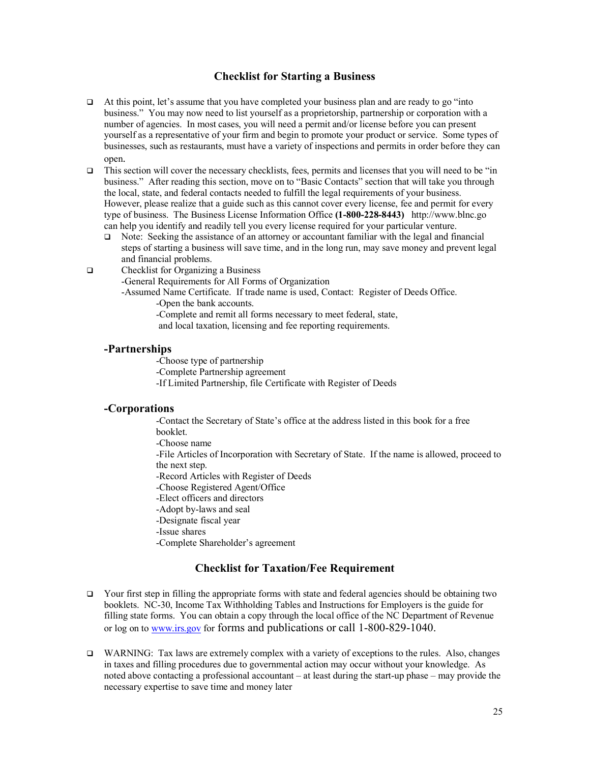## Checklist for Starting a Business

- At this point, let's assume that you have completed your business plan and are ready to go "into business." You may now need to list yourself as a proprietorship, partnership or corporation with a number of agencies. In most cases, you will need a permit and/or license before you can present yourself as a representative of your firm and begin to promote your product or service. Some types of businesses, such as restaurants, must have a variety of inspections and permits in order before they can open.
- This section will cover the necessary checklists, fees, permits and licenses that you will need to be "in business." After reading this section, move on to "Basic Contacts" section that will take you through the local, state, and federal contacts needed to fulfill the legal requirements of your business. However, please realize that a guide such as this cannot cover every license, fee and permit for every type of business. The Business License Information Office **(1-800-228-8443)** http://www.blnc.go can help you identify and readily tell you every license required for your particular venture.
  - Note: Seeking the assistance of an attorney or accountant familiar with the legal and financial steps of starting a business will save time, and in the long run, may save money and prevent legal and financial problems.
- Checklist for Organizing a Business
  - -General Requirements for All Forms of Organization
  - -Assumed Name Certificate. If trade name is used, Contact: Register of Deeds Office.
    - -Open the bank accounts.
    - -Complete and remit all forms necessary to meet federal, state, and local taxation, licensing and fee reporting requirements.

### -Partnerships

- -Choose type of partnership
- -Complete Partnership agreement
- -If Limited Partnership, file Certificate with Register of Deeds

### -Corporations

- -Contact the Secretary of State's office at the address listed in this book for a free booklet.
- -Choose name
- -File Articles of Incorporation with Secretary of State. If the name is allowed, proceed to the next step.
- -Record Articles with Register of Deeds
- -Choose Registered Agent/Office
- -Elect officers and directors
- -Adopt by-laws and seal
- -Designate fiscal year
- -Issue shares
- -Complete Shareholder's agreement

## Checklist for Taxation/Fee Requirement

- Your first step in filling the appropriate forms with state and federal agencies should be obtaining two booklets. NC-30, Income Tax Withholding Tables and Instructions for Employers is the guide for filling state forms. You can obtain a copy through the local office of the NC Department of Revenue or log on to [www.irs.gov](http://www.irs.gov) for forms and publications or call 1-800-829-1040.
- WARNING: Tax laws are extremely complex with a variety of exceptions to the rules. Also, changes in taxes and filling procedures due to governmental action may occur without your knowledge. As noted above contacting a professional accountant – at least during the start-up phase – may provide the necessary expertise to save time and money later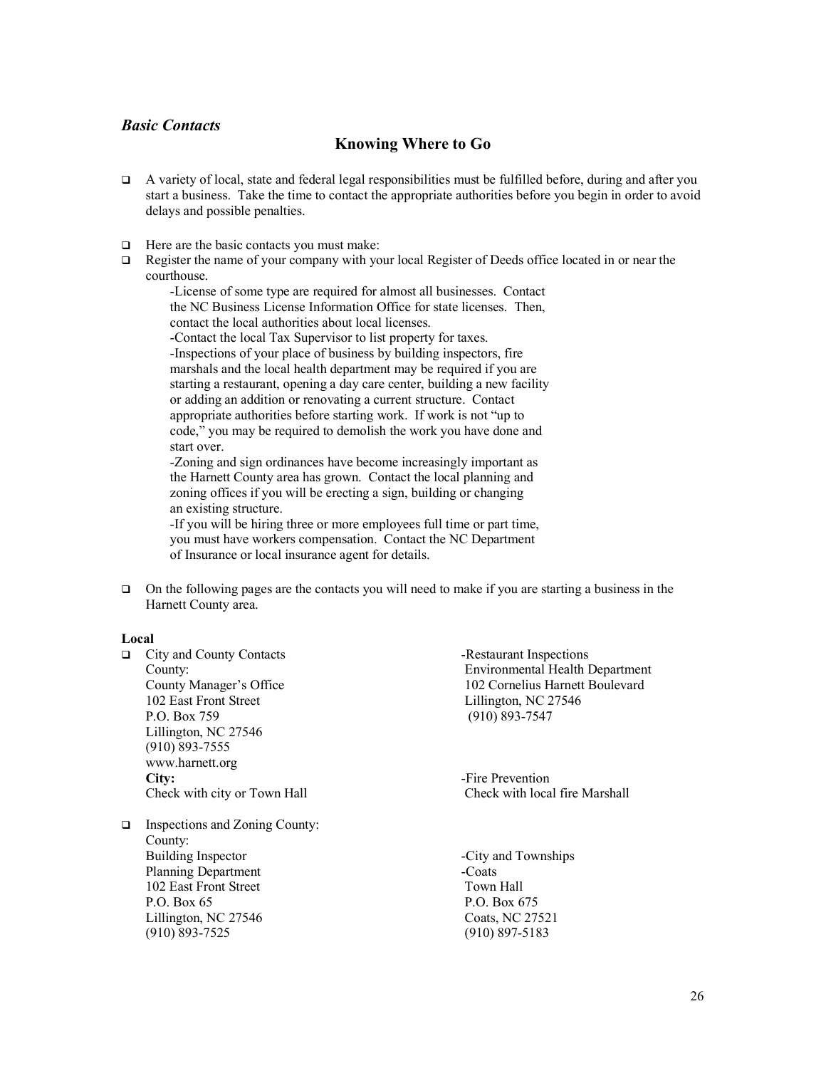### *Basic Contacts*

## Knowing Where to Go

- A variety of local, state and federal legal responsibilities must be fulfilled before, during and after you start a business. Take the time to contact the appropriate authorities before you begin in order to avoid delays and possible penalties.

- Here are the basic contacts you must make:
- Register the name of your company with your local Register of Deeds office located in or near the courthouse.

  -License of some type are required for almost all businesses. Contact the NC Business License Information Office for state licenses. Then, contact the local authorities about local licenses.

  -Contact the local Tax Supervisor to list property for taxes.

  -Inspections of your place of business by building inspectors, fire marshals and the local health department may be required if you are starting a restaurant, opening a day care center, building a new facility or adding an addition or renovating a current structure. Contact appropriate authorities before starting work. If work is not "up to code," you may be required to demolish the work you have done and start over.

  -Zoning and sign ordinances have become increasingly important as the Harnett County area has grown. Contact the local planning and zoning offices if you will be erecting a sign, building or changing an existing structure.

  -If you will be hiring three or more employees full time or part time, you must have workers compensation. Contact the NC Department of Insurance or local insurance agent for details.

- On the following pages are the contacts you will need to make if you are starting a business in the Harnett County area.

**Local**

- City and County Contacts
  County:
  County Manager's Office
  102 East Front Street
  P.O. Box 759
  Lillington, NC 27546
  (910) 893-7555
  www.harnett.org
  **City:**
  Check with city or Town Hall

- Inspections and Zoning County:
  County:
  Building Inspector
  Planning Department
  102 East Front Street
  P.O. Box 65
  Lillington, NC 27546
  (910) 893-7525

-Restaurant Inspections
Environmental Health Department
102 Cornelius Harnett Boulevard
Lillington, NC 27546
(910) 893-7547

-Fire Prevention
Check with local fire Marshall

-City and Townships
-Coats
Town Hall
P.O. Box 675
Coats, NC 27521
(910) 897-5183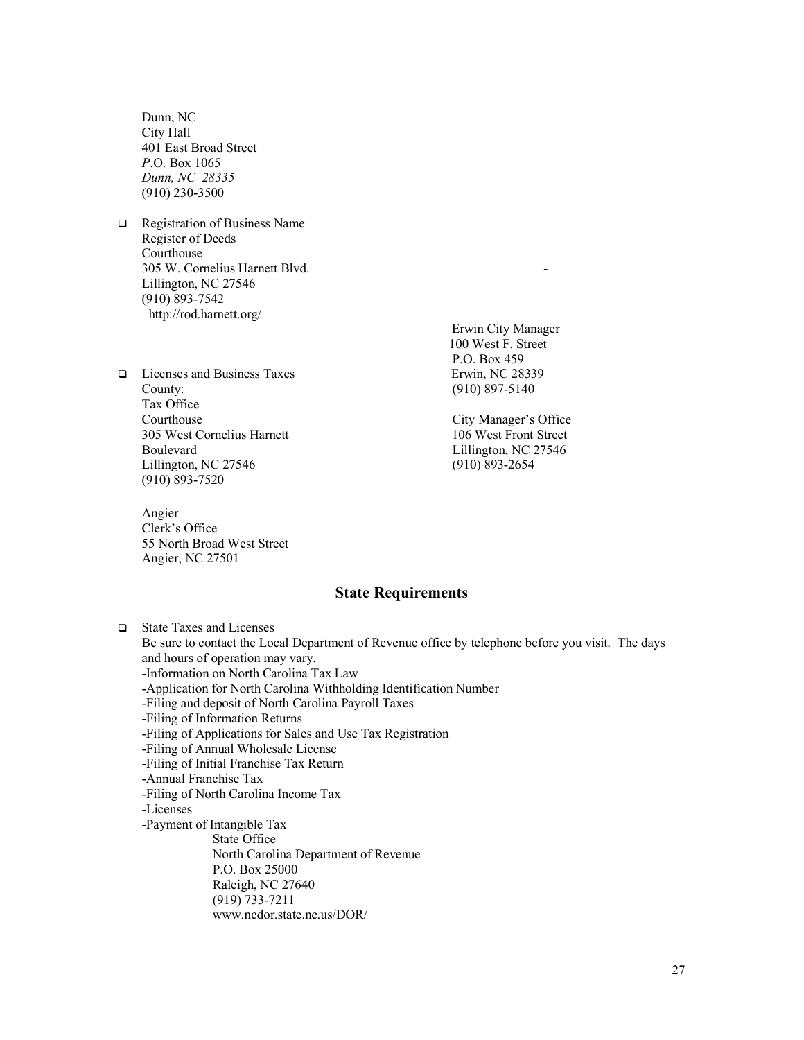Dunn, NC
City Hall
401 East Broad Street
*P*.O. Box 1065
*Dunn, NC 28335*
(910) 230-3500

- Registration of Business Name
  Register of Deeds
  Courthouse
  305 W. Cornelius Harnett Blvd.
  Lillington, NC 27546
  (910) 893-7542
  http://rod.harnett.org/

- Licenses and Business Taxes
  County:
  Tax Office
  Courthouse
  305 West Cornelius Harnett Boulevard
  Lillington, NC 27546
  (910) 893-7520

  Angier
  Clerk's Office
  55 North Broad West Street
  Angier, NC 27501

  Erwin City Manager
  100 West F. Street
  P.O. Box 459
  Erwin, NC 28339
  (910) 897-5140

  City Manager's Office
  106 West Front Street
  Lillington, NC 27546
  (910) 893-2654

## State Requirements

- State Taxes and Licenses
  Be sure to contact the Local Department of Revenue office by telephone before you visit. The days and hours of operation may vary.
  -Information on North Carolina Tax Law
  -Application for North Carolina Withholding Identification Number
  -Filing and deposit of North Carolina Payroll Taxes
  -Filing of Information Returns
  -Filing of Applications for Sales and Use Tax Registration
  -Filing of Annual Wholesale License
  -Filing of Initial Franchise Tax Return
  -Annual Franchise Tax
  -Filing of North Carolina Income Tax
  -Licenses
  -Payment of Intangible Tax

  State Office
  North Carolina Department of Revenue
  P.O. Box 25000
  Raleigh, NC 27640
  (919) 733-7211
  www.ncdor.state.nc.us/DOR/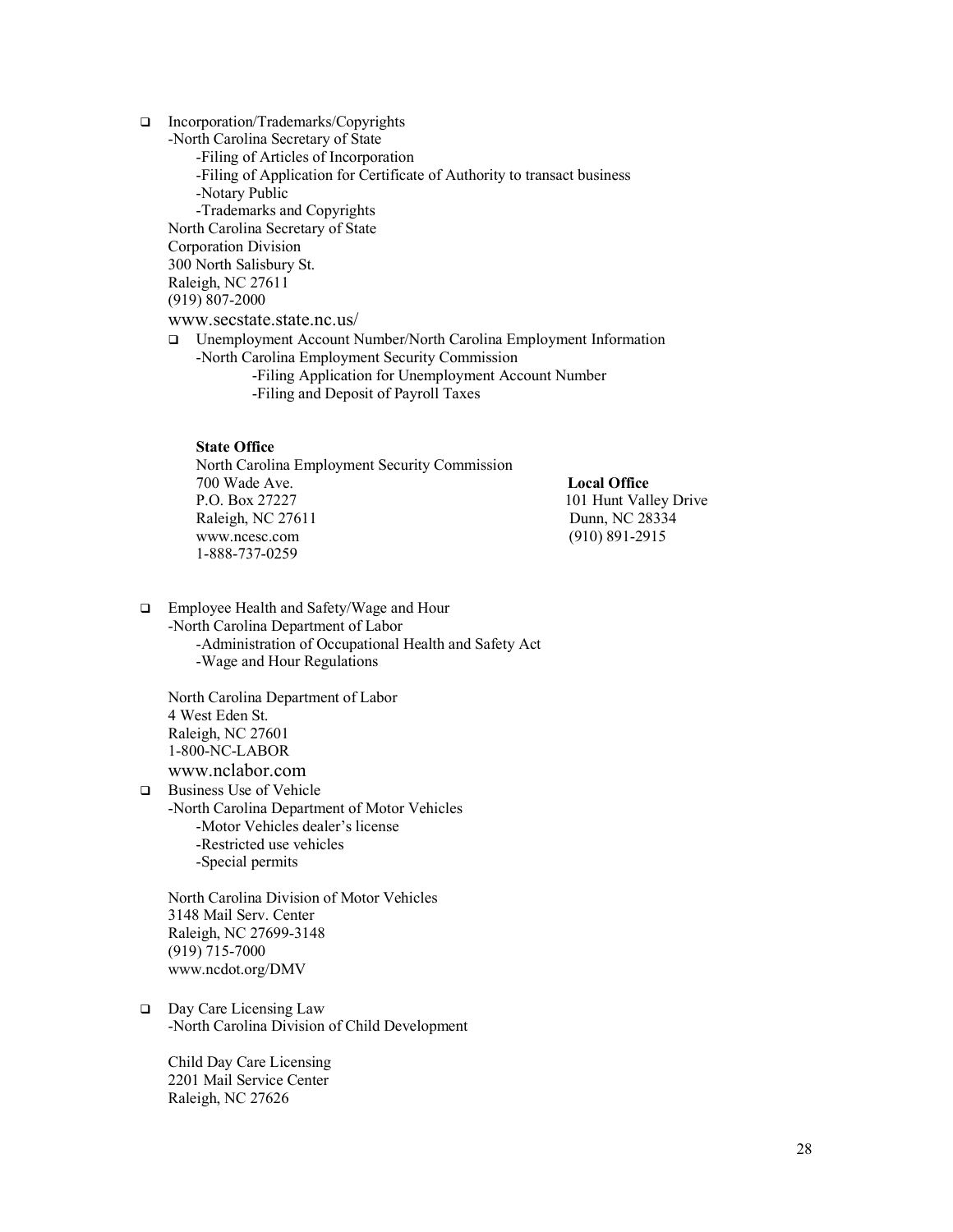- Incorporation/Trademarks/Copyrights

  -North Carolina Secretary of State

  -Filing of Articles of Incorporation

  -Filing of Application for Certificate of Authority to transact business

  -Notary Public

  -Trademarks and Copyrights

  North Carolina Secretary of State
  Corporation Division
  300 North Salisbury St.
  Raleigh, NC 27611
  (919) 807-2000
  www.secstate.state.nc.us/

- Unemployment Account Number/North Carolina Employment Information

  -North Carolina Employment Security Commission

  -Filing Application for Unemployment Account Number

  -Filing and Deposit of Payroll Taxes

  **State Office**
  North Carolina Employment Security Commission
  700 Wade Ave.
  P.O. Box 27227
  Raleigh, NC 27611
  www.ncesc.com
  1-888-737-0259

  **Local Office**
  101 Hunt Valley Drive
  Dunn, NC 28334
  (910) 891-2915

- Employee Health and Safety/Wage and Hour

  -North Carolina Department of Labor

  -Administration of Occupational Health and Safety Act

  -Wage and Hour Regulations

  North Carolina Department of Labor
  4 West Eden St.
  Raleigh, NC 27601
  1-800-NC-LABOR
  www.nclabor.com

- Business Use of Vehicle

  -North Carolina Department of Motor Vehicles

  -Motor Vehicles dealer's license

  -Restricted use vehicles

  -Special permits

  North Carolina Division of Motor Vehicles
  3148 Mail Serv. Center
  Raleigh, NC 27699-3148
  (919) 715-7000
  www.ncdot.org/DMV

- Day Care Licensing Law

  -North Carolina Division of Child Development

  Child Day Care Licensing
  2201 Mail Service Center
  Raleigh, NC 27626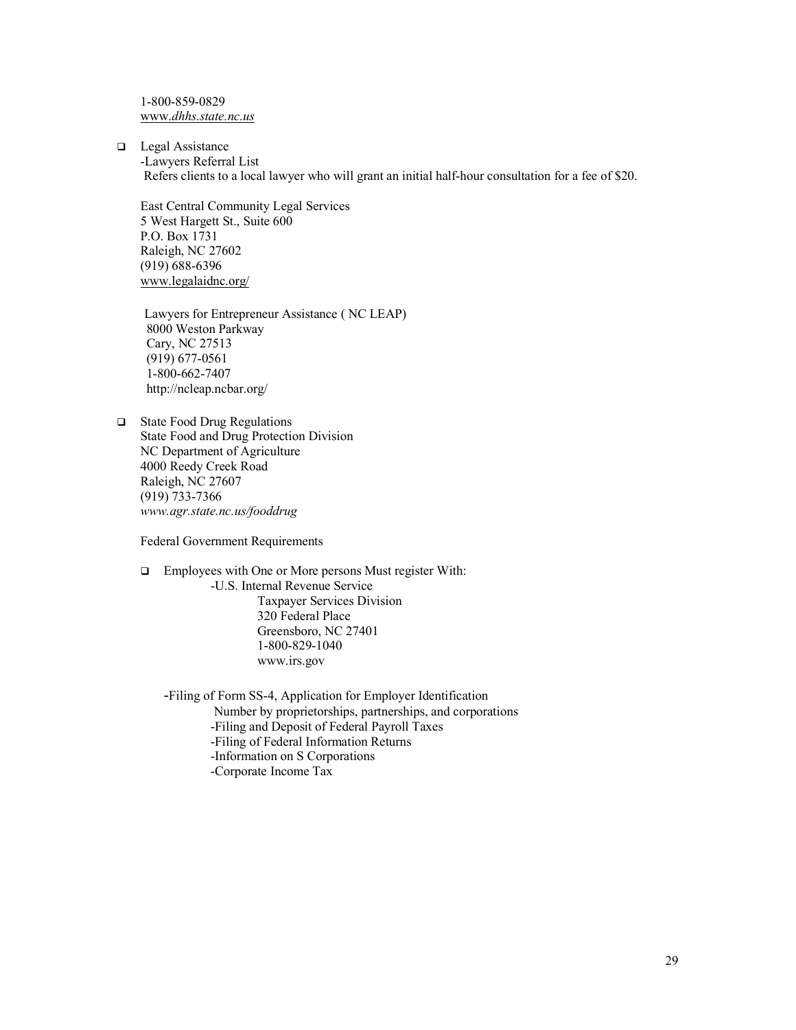1-800-859-0829
*www.dhhs.state.nc.us*

- Legal Assistance
  -Lawyers Referral List
  Refers clients to a local lawyer who will grant an initial half-hour consultation for a fee of $20.

  East Central Community Legal Services
  5 West Hargett St., Suite 600
  P.O. Box 1731
  Raleigh, NC 27602
  (919) 688-6396
  www.legalaidnc.org/

  Lawyers for Entrepreneur Assistance ( NC LEAP)
  8000 Weston Parkway
  Cary, NC 27513
  (919) 677-0561
  1-800-662-7407
  http://ncleap.ncbar.org/

- State Food Drug Regulations
  State Food and Drug Protection Division
  NC Department of Agriculture
  4000 Reedy Creek Road
  Raleigh, NC 27607
  (919) 733-7366
  *www.agr.state.nc.us/fooddrug*

  Federal Government Requirements

  - Employees with One or More persons Must register With:
    -U.S. Internal Revenue Service
    Taxpayer Services Division
    320 Federal Place
    Greensboro, NC 27401
    1-800-829-1040
    www.irs.gov

    -Filing of Form SS-4, Application for Employer Identification Number by proprietorships, partnerships, and corporations
    -Filing and Deposit of Federal Payroll Taxes
    -Filing of Federal Information Returns
    -Information on S Corporations
    -Corporate Income Tax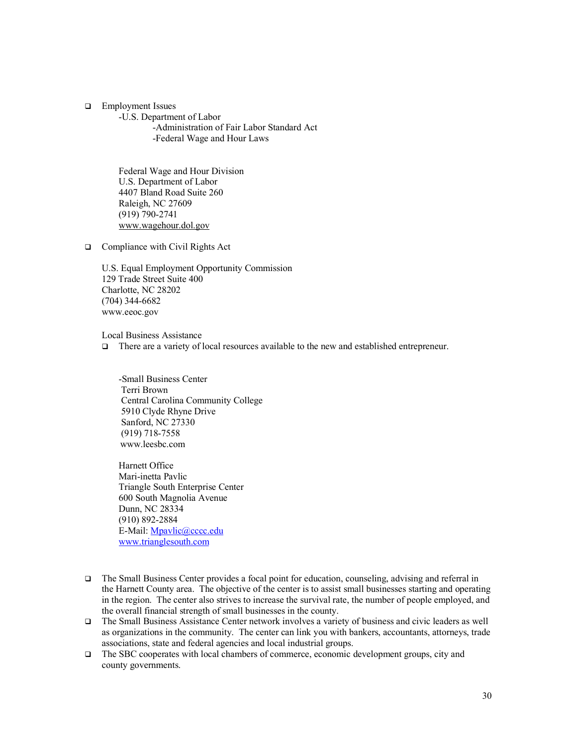- Employment Issues
  - -U.S. Department of Labor
    - -Administration of Fair Labor Standard Act
    - -Federal Wage and Hour Laws

  Federal Wage and Hour Division
  U.S. Department of Labor
  4407 Bland Road Suite 260
  Raleigh, NC 27609
  (919) 790-2741
  www.wagehour.dol.gov

- Compliance with Civil Rights Act

  U.S. Equal Employment Opportunity Commission
  129 Trade Street Suite 400
  Charlotte, NC 28202
  (704) 344-6682
  www.eeoc.gov

  Local Business Assistance

  - There are a variety of local resources available to the new and established entrepreneur.

    -Small Business Center
    Terri Brown
    Central Carolina Community College
    5910 Clyde Rhyne Drive
    Sanford, NC 27330
    (919) 718-7558
    www.leesbc.com

    Harnett Office
    Mari-inetta Pavlic
    Triangle South Enterprise Center
    600 South Magnolia Avenue
    Dunn, NC 28334
    (910) 892-2884
    E-Mail: Mpavlic@cccc.edu
    www.trianglesouth.com

- The Small Business Center provides a focal point for education, counseling, advising and referral in the Harnett County area. The objective of the center is to assist small businesses starting and operating in the region. The center also strives to increase the survival rate, the number of people employed, and the overall financial strength of small businesses in the county.
- The Small Business Assistance Center network involves a variety of business and civic leaders as well as organizations in the community. The center can link you with bankers, accountants, attorneys, trade associations, state and federal agencies and local industrial groups.
- The SBC cooperates with local chambers of commerce, economic development groups, city and county governments.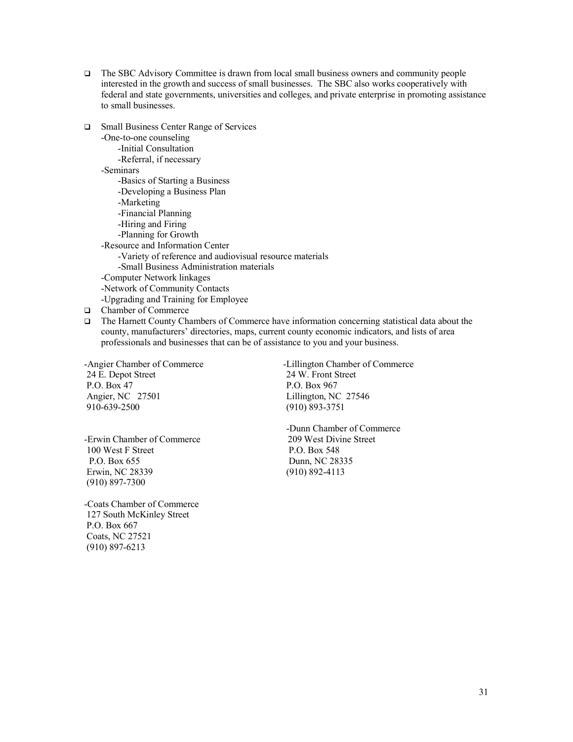- The SBC Advisory Committee is drawn from local small business owners and community people interested in the growth and success of small businesses. The SBC also works cooperatively with federal and state governments, universities and colleges, and private enterprise in promoting assistance to small businesses.

- Small Business Center Range of Services
  - One-to-one counseling
    - Initial Consultation
    - Referral, if necessary
  - Seminars
    - Basics of Starting a Business
    - Developing a Business Plan
    - Marketing
    - Financial Planning
    - Hiring and Firing
    - Planning for Growth
  - Resource and Information Center
    - Variety of reference and audiovisual resource materials
    - Small Business Administration materials
  - Computer Network linkages
  - Network of Community Contacts
  - Upgrading and Training for Employee
- Chamber of Commerce
- The Harnett County Chambers of Commerce have information concerning statistical data about the county, manufacturers' directories, maps, current county economic indicators, and lists of area professionals and businesses that can be of assistance to you and your business.

-Angier Chamber of Commerce
24 E. Depot Street
P.O. Box 47
Angier, NC 27501
910-639-2500

-Erwin Chamber of Commerce
100 West F Street
P.O. Box 655
Erwin, NC 28339
(910) 897-7300

-Coats Chamber of Commerce
127 South McKinley Street
P.O. Box 667
Coats, NC 27521
(910) 897-6213

-Lillington Chamber of Commerce
24 W. Front Street
P.O. Box 967
Lillington, NC 27546
(910) 893-3751

-Dunn Chamber of Commerce
209 West Divine Street
P.O. Box 548
Dunn, NC 28335
(910) 892-4113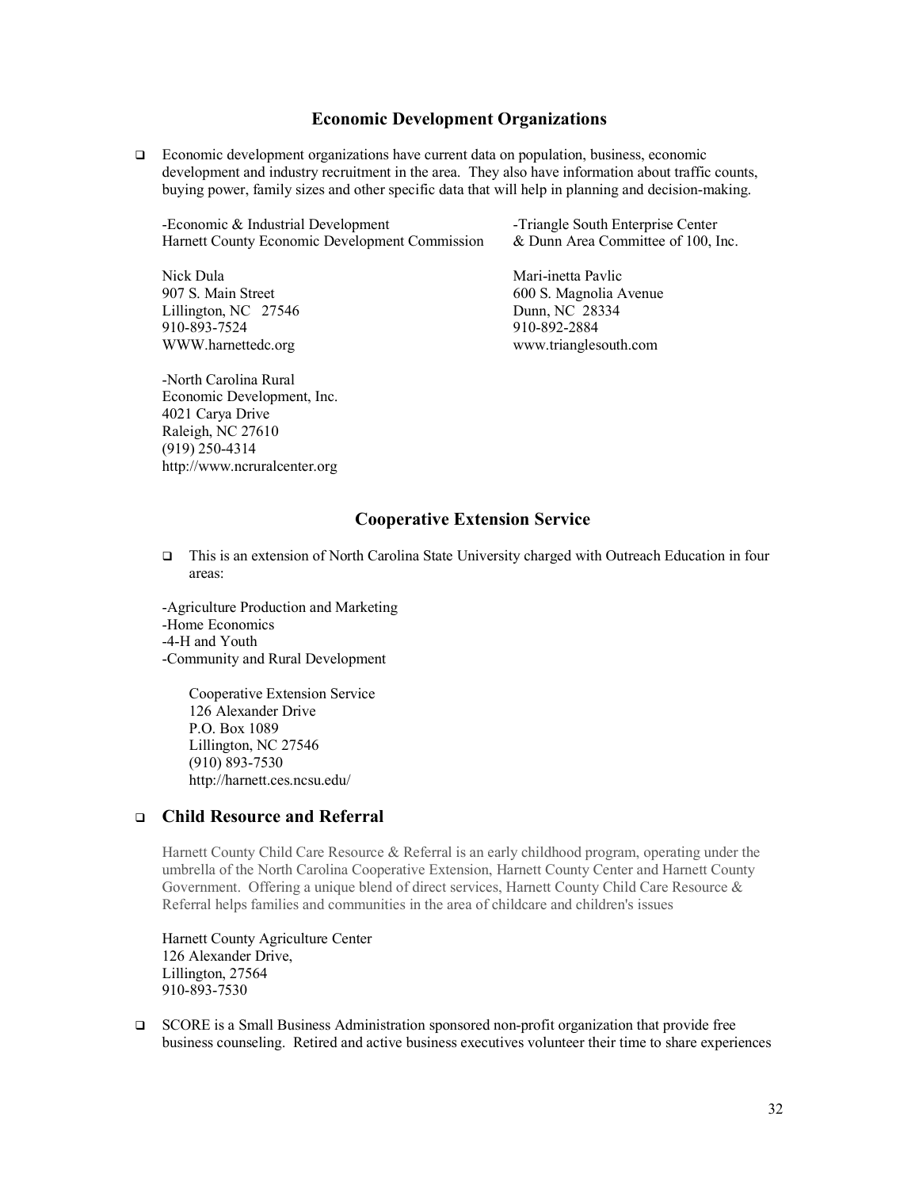## Economic Development Organizations

- Economic development organizations have current data on population, business, economic development and industry recruitment in the area. They also have information about traffic counts, buying power, family sizes and other specific data that will help in planning and decision-making.

-Economic & Industrial Development
Harnett County Economic Development Commission

Nick Dula
907 S. Main Street
Lillington, NC 27546
910-893-7524
WWW.harnettedc.org

-Triangle South Enterprise Center
& Dunn Area Committee of 100, Inc.

Mari-inetta Pavlic
600 S. Magnolia Avenue
Dunn, NC 28334
910-892-2884
www.trianglesouth.com

-North Carolina Rural
Economic Development, Inc.
4021 Carya Drive
Raleigh, NC 27610
(919) 250-4314
http://www.ncruralcenter.org

## Cooperative Extension Service

- This is an extension of North Carolina State University charged with Outreach Education in four areas:

-Agriculture Production and Marketing
-Home Economics
-4-H and Youth
-Community and Rural Development

Cooperative Extension Service
126 Alexander Drive
P.O. Box 1089
Lillington, NC 27546
(910) 893-7530
http://harnett.ces.ncsu.edu/

## Child Resource and Referral

Harnett County Child Care Resource & Referral is an early childhood program, operating under the umbrella of the North Carolina Cooperative Extension, Harnett County Center and Harnett County Government. Offering a unique blend of direct services, Harnett County Child Care Resource & Referral helps families and communities in the area of childcare and children's issues

Harnett County Agriculture Center
126 Alexander Drive,
Lillington, 27564
910-893-7530

- SCORE is a Small Business Administration sponsored non-profit organization that provide free business counseling. Retired and active business executives volunteer their time to share experiences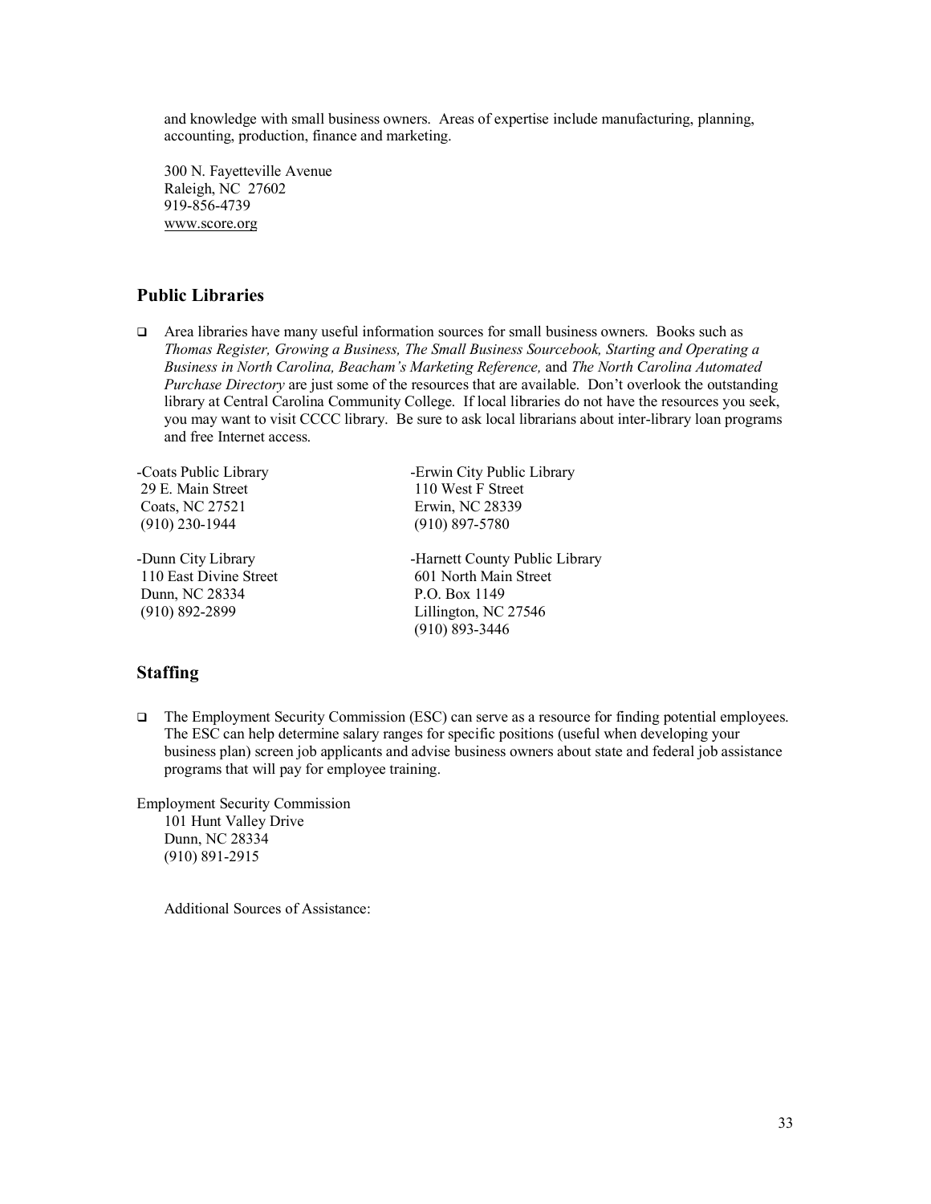and knowledge with small business owners. Areas of expertise include manufacturing, planning, accounting, production, finance and marketing.

300 N. Fayetteville Avenue
Raleigh, NC 27602
919-856-4739
www.score.org

## Public Libraries

- Area libraries have many useful information sources for small business owners. Books such as *Thomas Register, Growing a Business, The Small Business Sourcebook, Starting and Operating a Business in North Carolina, Beacham's Marketing Reference,* and *The North Carolina Automated Purchase Directory* are just some of the resources that are available. Don't overlook the outstanding library at Central Carolina Community College. If local libraries do not have the resources you seek, you may want to visit CCCC library. Be sure to ask local librarians about inter-library loan programs and free Internet access.

-Coats Public Library
29 E. Main Street
Coats, NC 27521
(910) 230-1944

-Dunn City Library
110 East Divine Street
Dunn, NC 28334
(910) 892-2899

-Erwin City Public Library
110 West F Street
Erwin, NC 28339
(910) 897-5780

-Harnett County Public Library
601 North Main Street
P.O. Box 1149
Lillington, NC 27546
(910) 893-3446

## Staffing

- The Employment Security Commission (ESC) can serve as a resource for finding potential employees. The ESC can help determine salary ranges for specific positions (useful when developing your business plan) screen job applicants and advise business owners about state and federal job assistance programs that will pay for employee training.

Employment Security Commission
101 Hunt Valley Drive
Dunn, NC 28334
(910) 891-2915

Additional Sources of Assistance: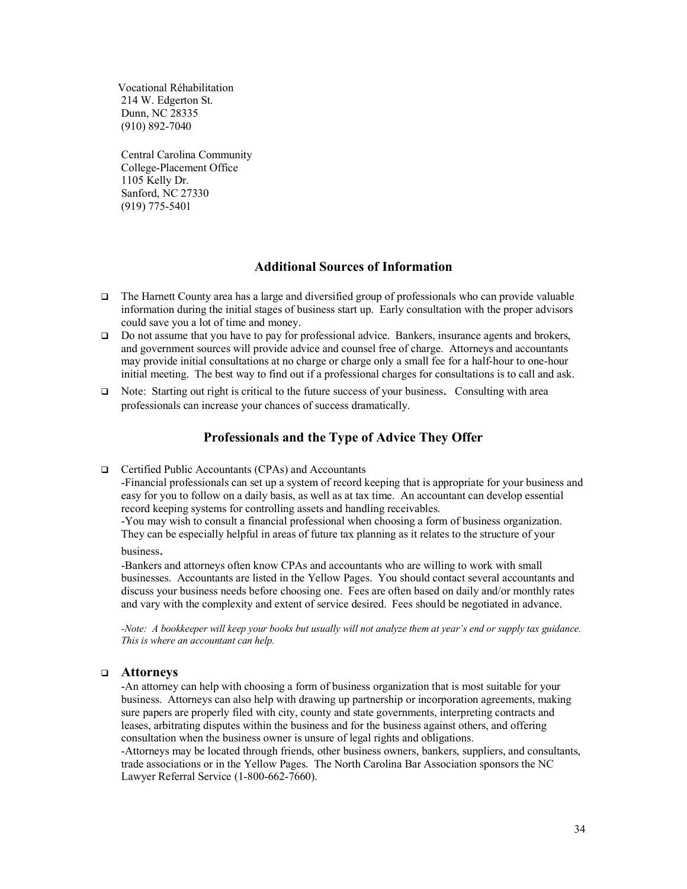Vocational Réhabilitation
214 W. Edgerton St.
Dunn, NC 28335
(910) 892-7040

Central Carolina Community
College-Placement Office
1105 Kelly Dr.
Sanford, NC 27330
(919) 775-5401

## Additional Sources of Information

- The Harnett County area has a large and diversified group of professionals who can provide valuable information during the initial stages of business start up. Early consultation with the proper advisors could save you a lot of time and money.
- Do not assume that you have to pay for professional advice. Bankers, insurance agents and brokers, and government sources will provide advice and counsel free of charge. Attorneys and accountants may provide initial consultations at no charge or charge only a small fee for a half-hour to one-hour initial meeting. The best way to find out if a professional charges for consultations is to call and ask.
- Note: Starting out right is critical to the future success of your business. Consulting with area professionals can increase your chances of success dramatically.

## Professionals and the Type of Advice They Offer

- Certified Public Accountants (CPAs) and Accountants
  -Financial professionals can set up a system of record keeping that is appropriate for your business and easy for you to follow on a daily basis, as well as at tax time. An accountant can develop essential record keeping systems for controlling assets and handling receivables.
  -You may wish to consult a financial professional when choosing a form of business organization. They can be especially helpful in areas of future tax planning as it relates to the structure of your business.
  -Bankers and attorneys often know CPAs and accountants who are willing to work with small businesses. Accountants are listed in the Yellow Pages. You should contact several accountants and discuss your business needs before choosing one. Fees are often based on daily and/or monthly rates and vary with the complexity and extent of service desired. Fees should be negotiated in advance.

  *-Note: A bookkeeper will keep your books but usually will not analyze them at year's end or supply tax guidance. This is where an accountant can help.*

- **Attorneys**
  -An attorney can help with choosing a form of business organization that is most suitable for your business. Attorneys can also help with drawing up partnership or incorporation agreements, making sure papers are properly filed with city, county and state governments, interpreting contracts and leases, arbitrating disputes within the business and for the business against others, and offering consultation when the business owner is unsure of legal rights and obligations.
  -Attorneys may be located through friends, other business owners, bankers, suppliers, and consultants, trade associations or in the Yellow Pages. The North Carolina Bar Association sponsors the NC Lawyer Referral Service (1-800-662-7660).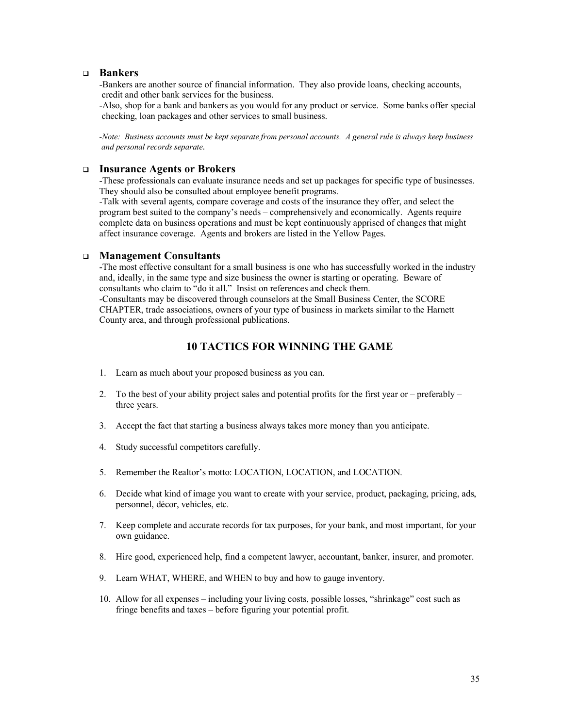- **Bankers**

  -Bankers are another source of financial information. They also provide loans, checking accounts, credit and other bank services for the business.

  -Also, shop for a bank and bankers as you would for any product or service. Some banks offer special checking, loan packages and other services to small business.

  *-Note: Business accounts must be kept separate from personal accounts. A general rule is always keep business and personal records separate.*

- **Insurance Agents or Brokers**

  -These professionals can evaluate insurance needs and set up packages for specific type of businesses. They should also be consulted about employee benefit programs.

  -Talk with several agents, compare coverage and costs of the insurance they offer, and select the program best suited to the company's needs – comprehensively and economically. Agents require complete data on business operations and must be kept continuously apprised of changes that might affect insurance coverage. Agents and brokers are listed in the Yellow Pages.

- **Management Consultants**

  -The most effective consultant for a small business is one who has successfully worked in the industry and, ideally, in the same type and size business the owner is starting or operating. Beware of consultants who claim to "do it all." Insist on references and check them.

  -Consultants may be discovered through counselors at the Small Business Center, the SCORE CHAPTER, trade associations, owners of your type of business in markets similar to the Harnett County area, and through professional publications.

## 10 TACTICS FOR WINNING THE GAME

1. Learn as much about your proposed business as you can.
2. To the best of your ability project sales and potential profits for the first year or – preferably – three years.
3. Accept the fact that starting a business always takes more money than you anticipate.
4. Study successful competitors carefully.
5. Remember the Realtor's motto: LOCATION, LOCATION, and LOCATION.
6. Decide what kind of image you want to create with your service, product, packaging, pricing, ads, personnel, décor, vehicles, etc.
7. Keep complete and accurate records for tax purposes, for your bank, and most important, for your own guidance.
8. Hire good, experienced help, find a competent lawyer, accountant, banker, insurer, and promoter.
9. Learn WHAT, WHERE, and WHEN to buy and how to gauge inventory.
10. Allow for all expenses – including your living costs, possible losses, "shrinkage" cost such as fringe benefits and taxes – before figuring your potential profit.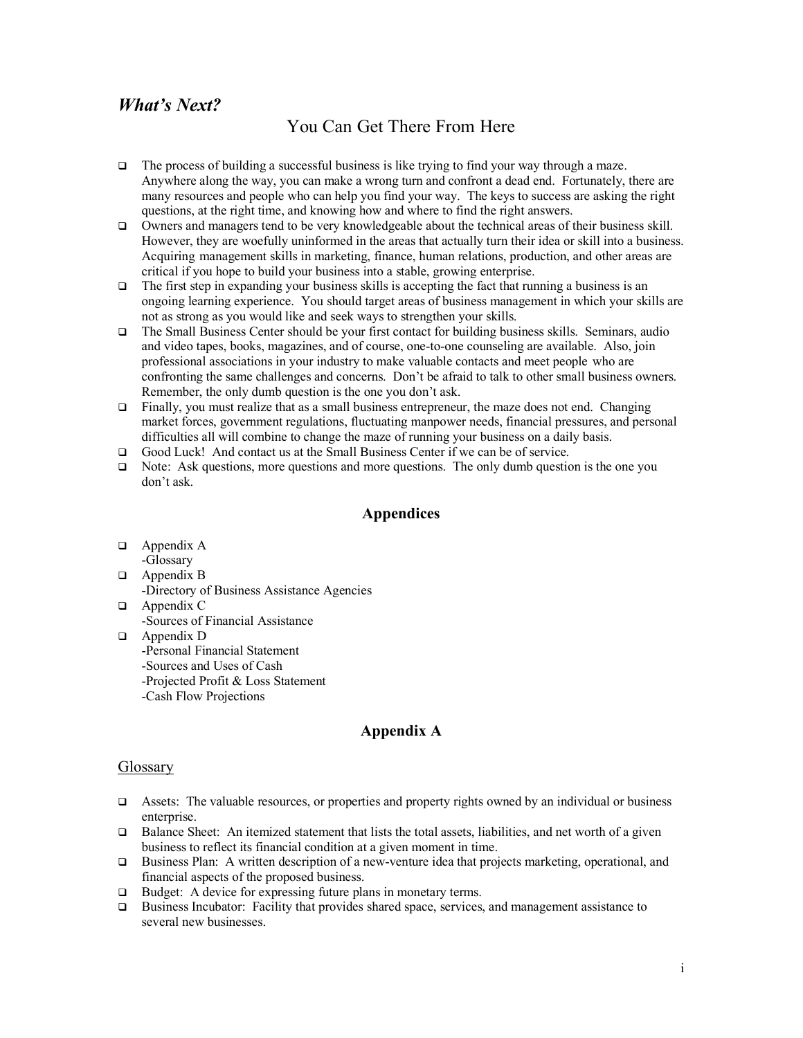## *What's Next?*

### You Can Get There From Here

- The process of building a successful business is like trying to find your way through a maze. Anywhere along the way, you can make a wrong turn and confront a dead end. Fortunately, there are many resources and people who can help you find your way. The keys to success are asking the right questions, at the right time, and knowing how and where to find the right answers.
- Owners and managers tend to be very knowledgeable about the technical areas of their business skill. However, they are woefully uninformed in the areas that actually turn their idea or skill into a business. Acquiring management skills in marketing, finance, human relations, production, and other areas are critical if you hope to build your business into a stable, growing enterprise.
- The first step in expanding your business skills is accepting the fact that running a business is an ongoing learning experience. You should target areas of business management in which your skills are not as strong as you would like and seek ways to strengthen your skills.
- The Small Business Center should be your first contact for building business skills. Seminars, audio and video tapes, books, magazines, and of course, one-to-one counseling are available. Also, join professional associations in your industry to make valuable contacts and meet people who are confronting the same challenges and concerns. Don't be afraid to talk to other small business owners. Remember, the only dumb question is the one you don't ask.
- Finally, you must realize that as a small business entrepreneur, the maze does not end. Changing market forces, government regulations, fluctuating manpower needs, financial pressures, and personal difficulties all will combine to change the maze of running your business on a daily basis.
- Good Luck! And contact us at the Small Business Center if we can be of service.
- Note: Ask questions, more questions and more questions. The only dumb question is the one you don't ask.

## Appendices

- Appendix A
  -Glossary
- Appendix B
  -Directory of Business Assistance Agencies
- Appendix C
  -Sources of Financial Assistance
- Appendix D
  -Personal Financial Statement
  -Sources and Uses of Cash
  -Projected Profit & Loss Statement
  -Cash Flow Projections

## Appendix A

### Glossary

- Assets: The valuable resources, or properties and property rights owned by an individual or business enterprise.
- Balance Sheet: An itemized statement that lists the total assets, liabilities, and net worth of a given business to reflect its financial condition at a given moment in time.
- Business Plan: A written description of a new-venture idea that projects marketing, operational, and financial aspects of the proposed business.
- Budget: A device for expressing future plans in monetary terms.
- Business Incubator: Facility that provides shared space, services, and management assistance to several new businesses.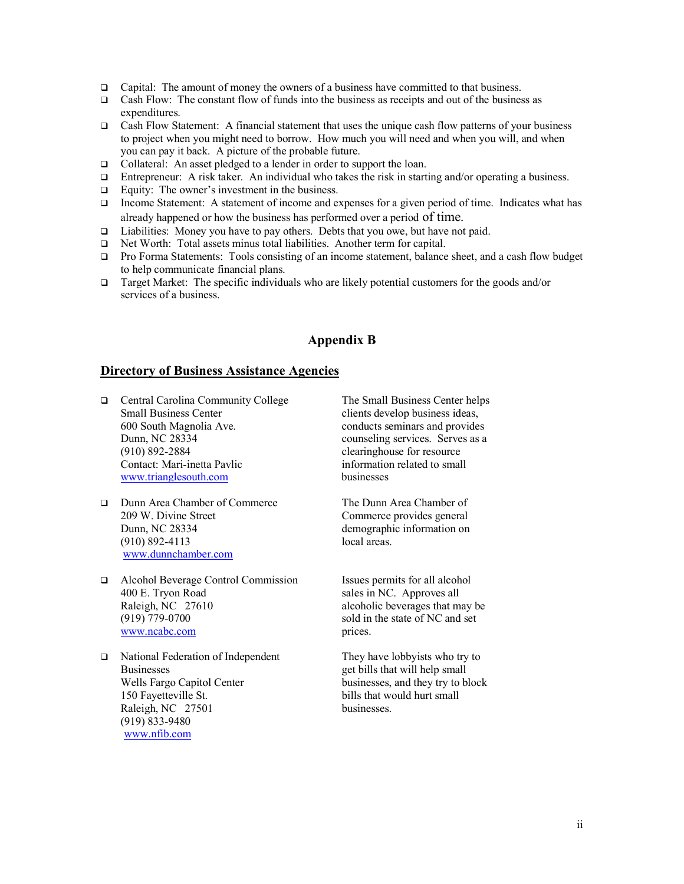- Capital: The amount of money the owners of a business have committed to that business.
- Cash Flow: The constant flow of funds into the business as receipts and out of the business as expenditures.
- Cash Flow Statement: A financial statement that uses the unique cash flow patterns of your business to project when you might need to borrow. How much you will need and when you will, and when you can pay it back. A picture of the probable future.
- Collateral: An asset pledged to a lender in order to support the loan.
- Entrepreneur: A risk taker. An individual who takes the risk in starting and/or operating a business.
- Equity: The owner's investment in the business.
- Income Statement: A statement of income and expenses for a given period of time. Indicates what has already happened or how the business has performed over a period of time.
- Liabilities: Money you have to pay others. Debts that you owe, but have not paid.
- Net Worth: Total assets minus total liabilities. Another term for capital.
- Pro Forma Statements: Tools consisting of an income statement, balance sheet, and a cash flow budget to help communicate financial plans.
- Target Market: The specific individuals who are likely potential customers for the goods and/or services of a business.

## Appendix B

### **<u>Directory of Business Assistance Agencies</u>**

- Central Carolina Community College
  Small Business Center
  600 South Magnolia Ave.
  Dunn, NC 28334
  (910) 892-2884
  Contact: Mari-inetta Pavlic
  www.trianglesouth.com

  The Small Business Center helps clients develop business ideas, conducts seminars and provides counseling services. Serves as a clearinghouse for resource information related to small businesses

- Dunn Area Chamber of Commerce
  209 W. Divine Street
  Dunn, NC 28334
  (910) 892-4113
  www.dunnchamber.com

  The Dunn Area Chamber of Commerce provides general demographic information on local areas.

- Alcohol Beverage Control Commission
  400 E. Tryon Road
  Raleigh, NC 27610
  (919) 779-0700
  www.ncabc.com

  Issues permits for all alcohol sales in NC. Approves all alcoholic beverages that may be sold in the state of NC and set prices.

- National Federation of Independent Businesses
  Wells Fargo Capitol Center
  150 Fayetteville St.
  Raleigh, NC 27501
  (919) 833-9480
  www.nfib.com

  They have lobbyists who try to get bills that will help small businesses, and they try to block bills that would hurt small businesses.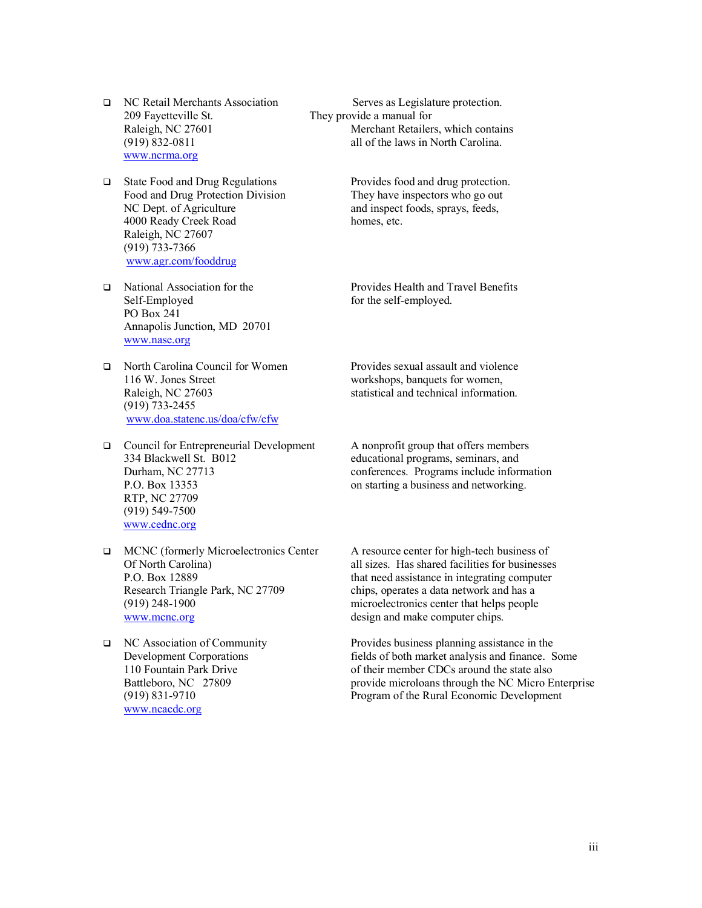- NC Retail Merchants Association
  209 Fayetteville St.
  Raleigh, NC 27601
  (919) 832-0811
  www.ncrma.org

  Serves as Legislature protection. They provide a manual for Merchant Retailers, which contains all of the laws in North Carolina.

- State Food and Drug Regulations
  Food and Drug Protection Division
  NC Dept. of Agriculture
  4000 Ready Creek Road
  Raleigh, NC 27607
  (919) 733-7366
  www.agr.com/fooddrug

  Provides food and drug protection. They have inspectors who go out and inspect foods, sprays, feeds, homes, etc.

- National Association for the Self-Employed
  PO Box 241
  Annapolis Junction, MD 20701
  www.nase.org

  Provides Health and Travel Benefits for the self-employed.

- North Carolina Council for Women
  116 W. Jones Street
  Raleigh, NC 27603
  (919) 733-2455
  www.doa.statenc.us/doa/cfw/cfw

  Provides sexual assault and violence workshops, banquets for women, statistical and technical information.

- Council for Entrepreneurial Development
  334 Blackwell St. B012
  Durham, NC 27713
  P.O. Box 13353
  RTP, NC 27709
  (919) 549-7500
  www.cednc.org

  A nonprofit group that offers members educational programs, seminars, and conferences. Programs include information on starting a business and networking.

- MCNC (formerly Microelectronics Center Of North Carolina)
  P.O. Box 12889
  Research Triangle Park, NC 27709
  (919) 248-1900
  www.mcnc.org

  A resource center for high-tech business of all sizes. Has shared facilities for businesses that need assistance in integrating computer chips, operates a data network and has a microelectronics center that helps people design and make computer chips.

- NC Association of Community Development Corporations
  110 Fountain Park Drive
  Battleboro, NC 27809
  (919) 831-9710
  www.ncacdc.org

  Provides business planning assistance in the fields of both market analysis and finance. Some of their member CDCs around the state also provide microloans through the NC Micro Enterprise Program of the Rural Economic Development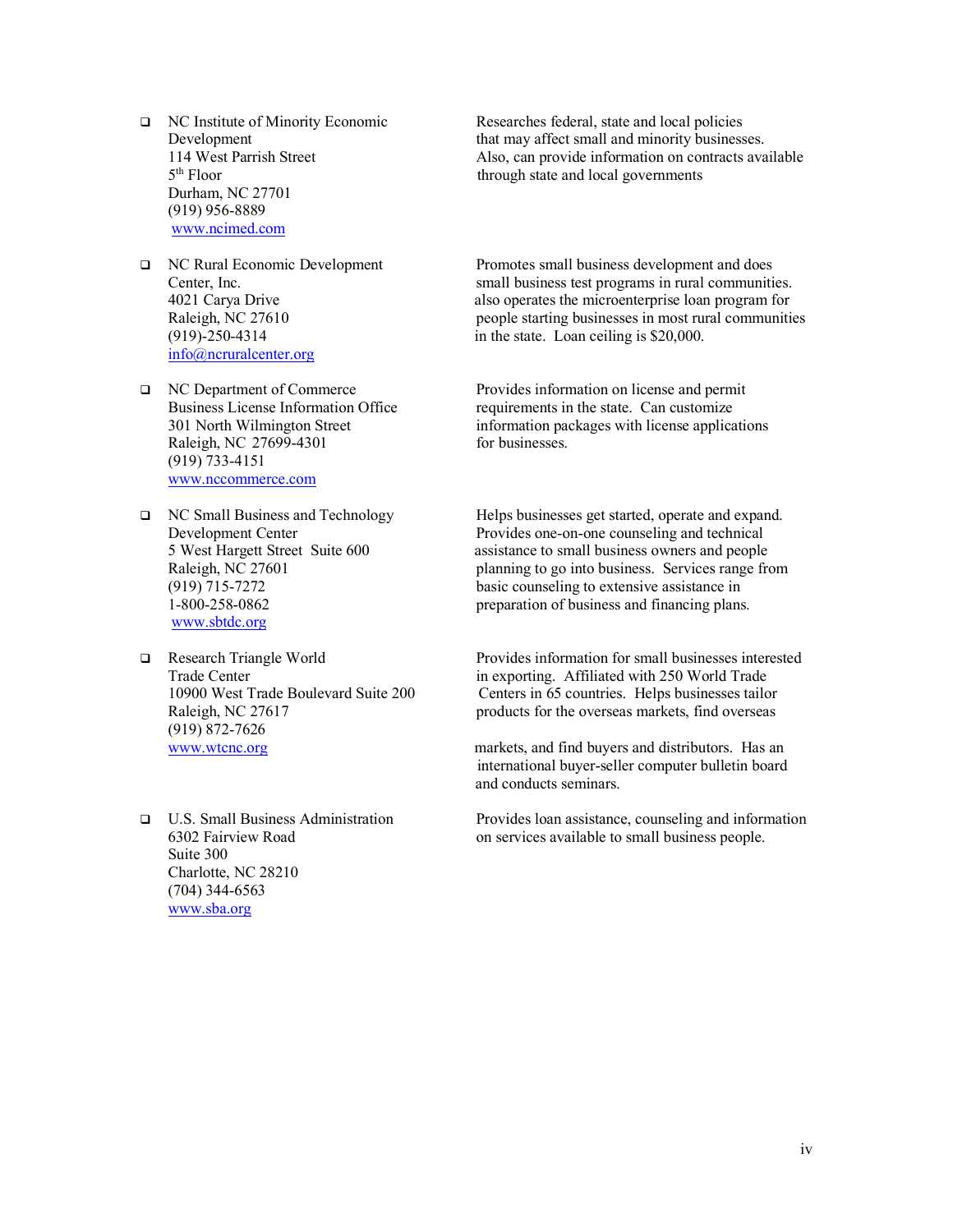- NC Institute of Minority Economic Development
  114 West Parrish Street
  5th Floor
  Durham, NC 27701
  (919) 956-8889
  www.ncimed.com

  Researches federal, state and local policies that may affect small and minority businesses. Also, can provide information on contracts available through state and local governments

- NC Rural Economic Development Center, Inc.
  4021 Carya Drive
  Raleigh, NC 27610
  (919)-250-4314
  info@ncruralcenter.org

  Promotes small business development and does small business test programs in rural communities. also operates the microenterprise loan program for people starting businesses in most rural communities in the state. Loan ceiling is $20,000.

- NC Department of Commerce
  Business License Information Office
  301 North Wilmington Street
  Raleigh, NC 27699-4301
  (919) 733-4151
  www.nccommerce.com

  Provides information on license and permit requirements in the state. Can customize information packages with license applications for businesses.

- NC Small Business and Technology Development Center
  5 West Hargett Street Suite 600
  Raleigh, NC 27601
  (919) 715-7272
  1-800-258-0862
  www.sbtdc.org

  Helps businesses get started, operate and expand. Provides one-on-one counseling and technical assistance to small business owners and people planning to go into business. Services range from basic counseling to extensive assistance in preparation of business and financing plans.

- Research Triangle World Trade Center
  10900 West Trade Boulevard Suite 200
  Raleigh, NC 27617
  (919) 872-7626
  www.wtcnc.org

  Provides information for small businesses interested in exporting. Affiliated with 250 World Trade Centers in 65 countries. Helps businesses tailor products for the overseas markets, find overseas markets, and find buyers and distributors. Has an international buyer-seller computer bulletin board and conducts seminars.

- U.S. Small Business Administration
  6302 Fairview Road
  Suite 300
  Charlotte, NC 28210
  (704) 344-6563
  www.sba.org

  Provides loan assistance, counseling and information on services available to small business people.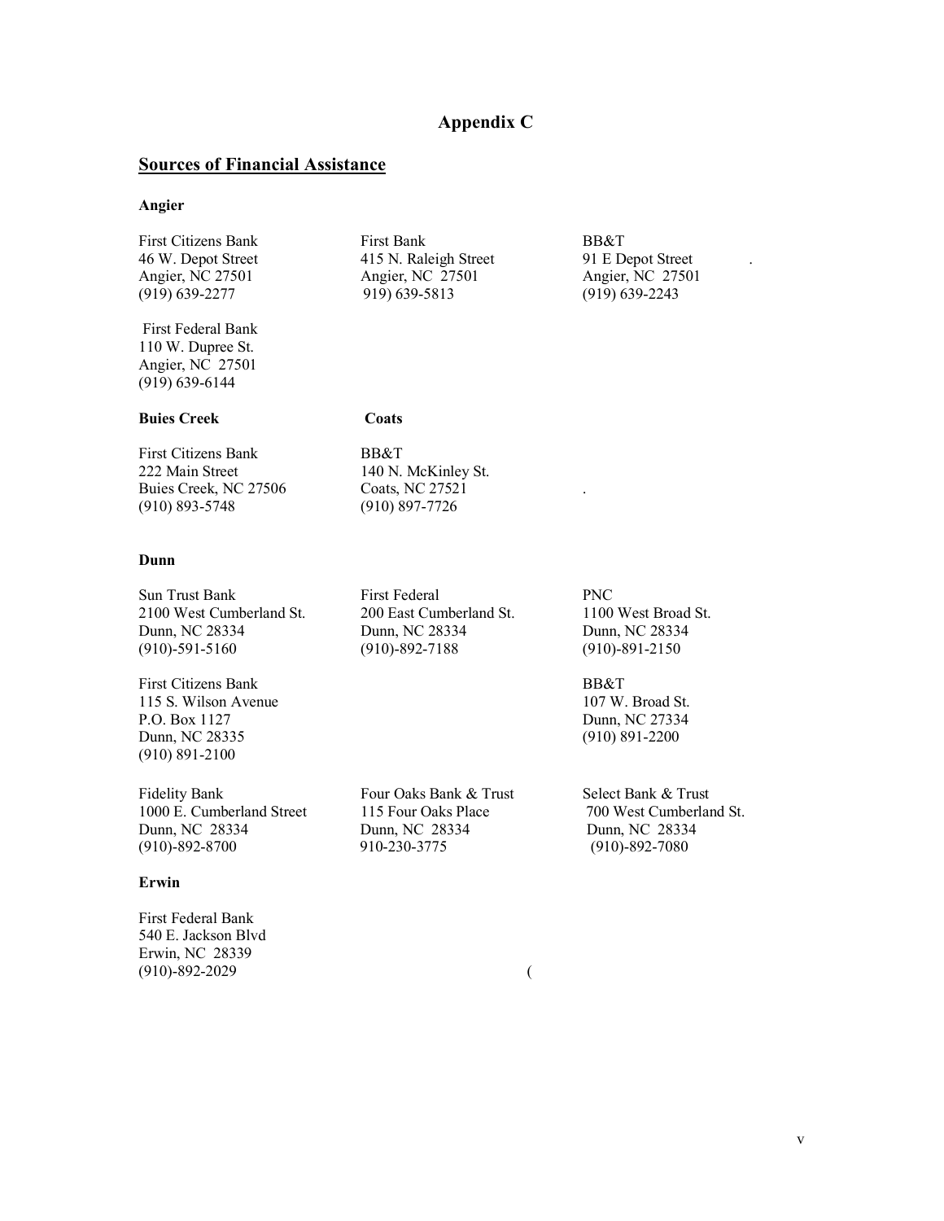# Appendix C

## Sources of Financial Assistance

### Angier

First Citizens Bank
46 W. Depot Street
Angier, NC 27501
(919) 639-2277

First Bank
415 N. Raleigh Street
Angier, NC 27501
919) 639-5813

BB&T
91 E Depot Street
Angier, NC 27501
(919) 639-2243

First Federal Bank
110 W. Dupree St.
Angier, NC 27501
(919) 639-6144

### Buies Creek

First Citizens Bank
222 Main Street
Buies Creek, NC 27506
(910) 893-5748

### Coats

BB&T
140 N. McKinley St.
Coats, NC 27521
(910) 897-7726

### Dunn

Sun Trust Bank
2100 West Cumberland St.
Dunn, NC 28334
(910)-591-5160

First Federal
200 East Cumberland St.
Dunn, NC 28334
(910)-892-7188

PNC
1100 West Broad St.
Dunn, NC 28334
(910)-891-2150

First Citizens Bank
115 S. Wilson Avenue
P.O. Box 1127
Dunn, NC 28335
(910) 891-2100

BB&T
107 W. Broad St.
Dunn, NC 27334
(910) 891-2200

Fidelity Bank
1000 E. Cumberland Street
Dunn, NC 28334
(910)-892-8700

Four Oaks Bank & Trust
115 Four Oaks Place
Dunn, NC 28334
910-230-3775

Select Bank & Trust
700 West Cumberland St.
Dunn, NC 28334
(910)-892-7080

### Erwin

First Federal Bank
540 E. Jackson Blvd
Erwin, NC 28339
(910)-892-2029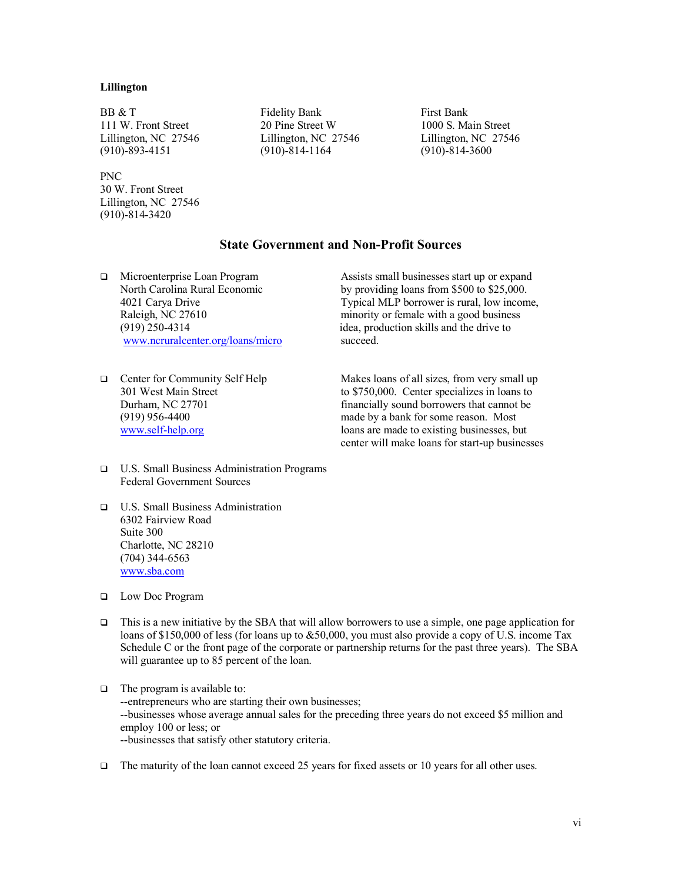**Lillington**

BB & T
111 W. Front Street
Lillington, NC 27546
(910)-893-4151

Fidelity Bank
20 Pine Street W
Lillington, NC 27546
(910)-814-1164

First Bank
1000 S. Main Street
Lillington, NC 27546
(910)-814-3600

PNC
30 W. Front Street
Lillington, NC 27546
(910)-814-3420

## State Government and Non-Profit Sources

- Microenterprise Loan Program
  North Carolina Rural Economic
  4021 Carya Drive
  Raleigh, NC 27610
  (919) 250-4314
  www.ncruralcenter.org/loans/micro

  Assists small businesses start up or expand by providing loans from $500 to $25,000. Typical MLP borrower is rural, low income, minority or female with a good business idea, production skills and the drive to succeed.

- Center for Community Self Help
  301 West Main Street
  Durham, NC 27701
  (919) 956-4400
  www.self-help.org

  Makes loans of all sizes, from very small up to $750,000. Center specializes in loans to financially sound borrowers that cannot be made by a bank for some reason. Most loans are made to existing businesses, but center will make loans for start-up businesses

- U.S. Small Business Administration Programs
  Federal Government Sources

- U.S. Small Business Administration
  6302 Fairview Road
  Suite 300
  Charlotte, NC 28210
  (704) 344-6563
  www.sba.com

- Low Doc Program

- This is a new initiative by the SBA that will allow borrowers to use a simple, one page application for loans of $150,000 of less (for loans up to &50,000, you must also provide a copy of U.S. income Tax Schedule C or the front page of the corporate or partnership returns for the past three years). The SBA will guarantee up to 85 percent of the loan.

- The program is available to:
  --entrepreneurs who are starting their own businesses;
  --businesses whose average annual sales for the preceding three years do not exceed $5 million and employ 100 or less; or
  --businesses that satisfy other statutory criteria.

- The maturity of the loan cannot exceed 25 years for fixed assets or 10 years for all other uses.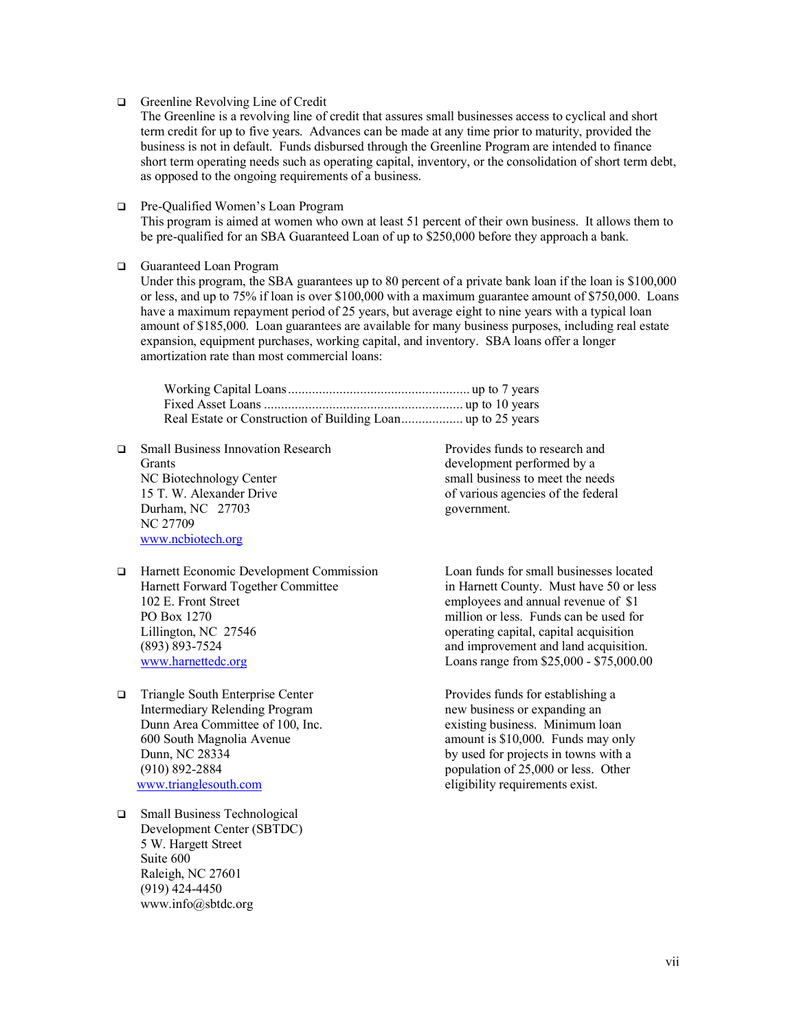- Greenline Revolving Line of Credit
  The Greenline is a revolving line of credit that assures small businesses access to cyclical and short term credit for up to five years. Advances can be made at any time prior to maturity, provided the business is not in default. Funds disbursed through the Greenline Program are intended to finance short term operating needs such as operating capital, inventory, or the consolidation of short term debt, as opposed to the ongoing requirements of a business.

- Pre-Qualified Women's Loan Program
  This program is aimed at women who own at least 51 percent of their own business. It allows them to be pre-qualified for an SBA Guaranteed Loan of up to $250,000 before they approach a bank.

- Guaranteed Loan Program
  Under this program, the SBA guarantees up to 80 percent of a private bank loan if the loan is $100,000 or less, and up to 75% if loan is over $100,000 with a maximum guarantee amount of $750,000. Loans have a maximum repayment period of 25 years, but average eight to nine years with a typical loan amount of $185,000. Loan guarantees are available for many business purposes, including real estate expansion, equipment purchases, working capital, and inventory. SBA loans offer a longer amortization rate than most commercial loans:

  Working Capital Loans ........................................ up to 7 years
  Fixed Asset Loans ............................................ up to 10 years
  Real Estate or Construction of Building Loan .................. up to 25 years

- Small Business Innovation Research Grants
  NC Biotechnology Center
  15 T. W. Alexander Drive
  Durham, NC 27703
  NC 27709
  www.ncbiotech.org

  Provides funds to research and development performed by a small business to meet the needs of various agencies of the federal government.

- Harnett Economic Development Commission
  Harnett Forward Together Committee
  102 E. Front Street
  PO Box 1270
  Lillington, NC 27546
  (893) 893-7524
  www.harnettedc.org

  Loan funds for small businesses located in Harnett County. Must have 50 or less employees and annual revenue of $1 million or less. Funds can be used for operating capital, capital acquisition and improvement and land acquisition. Loans range from $25,000 - $75,000.00

- Triangle South Enterprise Center
  Intermediary Relending Program
  Dunn Area Committee of 100, Inc.
  600 South Magnolia Avenue
  Dunn, NC 28334
  (910) 892-2884
  www.trianglesouth.com

  Provides funds for establishing a new business or expanding an existing business. Minimum loan amount is $10,000. Funds may only by used for projects in towns with a population of 25,000 or less. Other eligibility requirements exist.

- Small Business Technological Development Center (SBTDC)
  5 W. Hargett Street
  Suite 600
  Raleigh, NC 27601
  (919) 424-4450
  www.info@sbtdc.org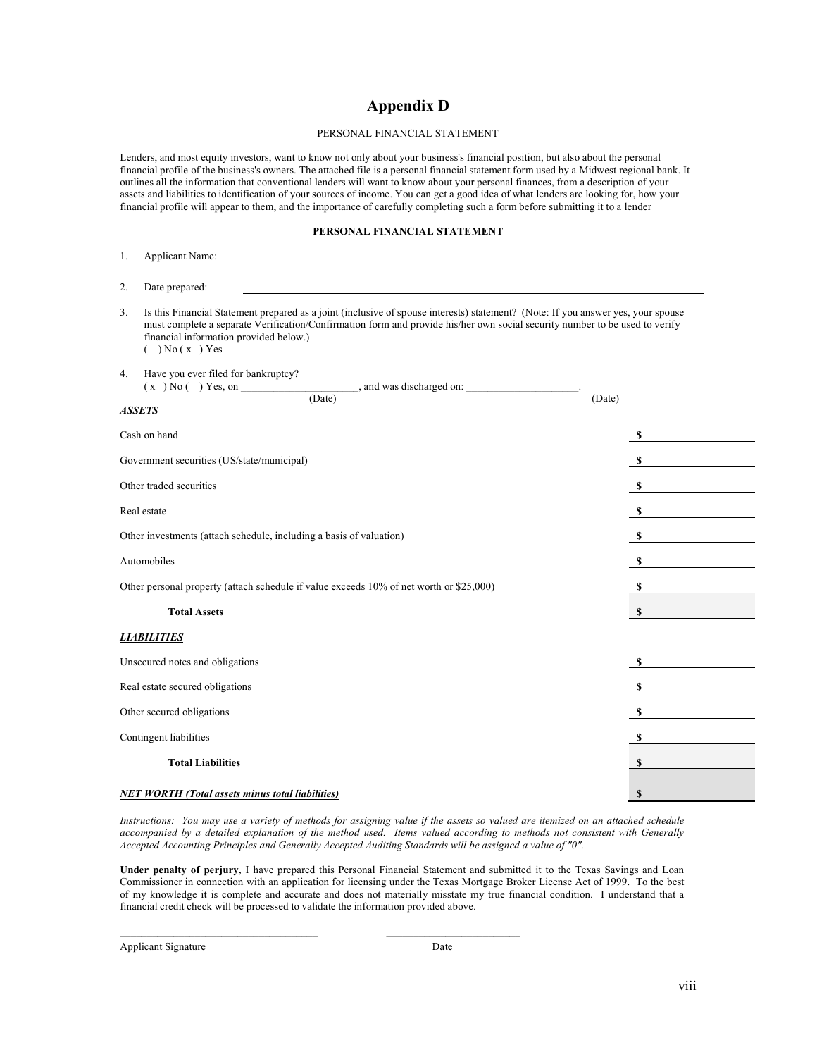# Appendix D

PERSONAL FINANCIAL STATEMENT

Lenders, and most equity investors, want to know not only about your business's financial position, but also about the personal financial profile of the business's owners. The attached file is a personal financial statement form used by a Midwest regional bank. It outlines all the information that conventional lenders will want to know about your personal finances, from a description of your assets and liabilities to identification of your sources of income. You can get a good idea of what lenders are looking for, how your financial profile will appear to them, and the importance of carefully completing such a form before submitting it to a lender

**PERSONAL FINANCIAL STATEMENT**

1. Applicant Name: ______________________________

2. Date prepared: ______________________________

3. Is this Financial Statement prepared as a joint (inclusive of spouse interests) statement? (Note: If you answer yes, your spouse must complete a separate Verification/Confirmation form and provide his/her own social security number to be used to verify financial information provided below.)
   ( ) No ( x ) Yes

4. Have you ever filed for bankruptcy?
   ( x ) No ( ) Yes, on _____________________ (Date), and was discharged on: ____________________ (Date).

***ASSETS***

| | |
|---|---|
| Cash on hand | $ |
| Government securities (US/state/municipal) | $ |
| Other traded securities | $ |
| Real estate | $ |
| Other investments (attach schedule, including a basis of valuation) | $ |
| Automobiles | $ |
| Other personal property (attach schedule if value exceeds 10% of net worth or $25,000) | $ |
| **Total Assets** | $ |

***LIABILITIES***

| | |
|---|---|
| Unsecured notes and obligations | $ |
| Real estate secured obligations | $ |
| Other secured obligations | $ |
| Contingent liabilities | $ |
| **Total Liabilities** | $ |
| ***NET WORTH (Total assets minus total liabilities)*** | $ |

*Instructions: You may use a variety of methods for assigning value if the assets so valued are itemized on an attached schedule accompanied by a detailed explanation of the method used. Items valued according to methods not consistent with Generally Accepted Accounting Principles and Generally Accepted Auditing Standards will be assigned a value of "0".*

**Under penalty of perjury**, I have prepared this Personal Financial Statement and submitted it to the Texas Savings and Loan Commissioner in connection with an application for licensing under the Texas Mortgage Broker License Act of 1999. To the best of my knowledge it is complete and accurate and does not materially misstate my true financial condition. I understand that a financial credit check will be processed to validate the information provided above.

______________________________ ______________________
Applicant Signature Date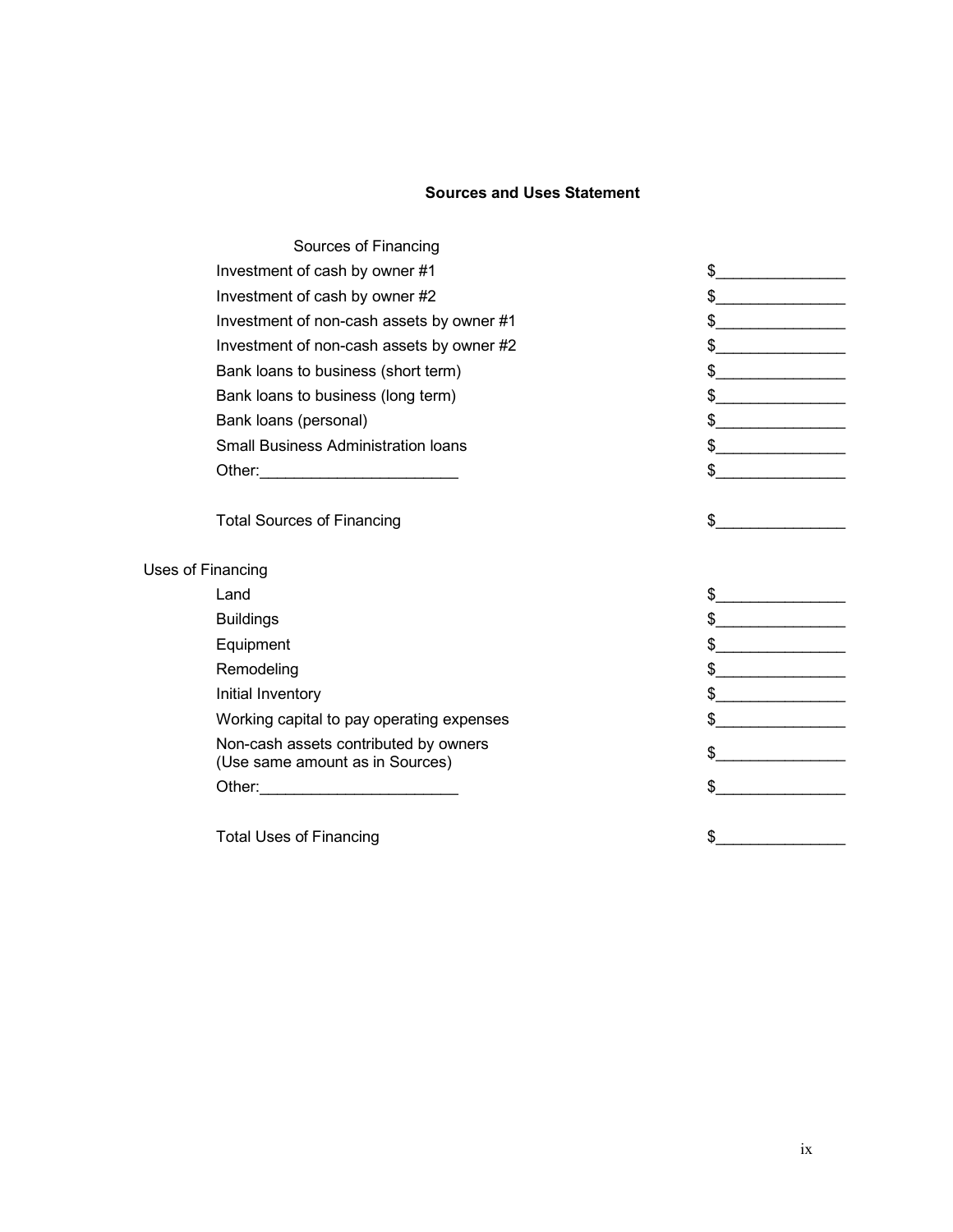## Sources and Uses Statement

| Sources of Financing | |
|---|---|
| Investment of cash by owner #1 | $_______________ |
| Investment of cash by owner #2 | $_______________ |
| Investment of non-cash assets by owner #1 | $_______________ |
| Investment of non-cash assets by owner #2 | $_______________ |
| Bank loans to business (short term) | $_______________ |
| Bank loans to business (long term) | $_______________ |
| Bank loans (personal) | $_______________ |
| Small Business Administration loans | $_______________ |
| Other:_______________________ | $_______________ |
| | |
| Total Sources of Financing | $_______________ |

| Uses of Financing | |
|---|---|
| Land | $_______________ |
| Buildings | $_______________ |
| Equipment | $_______________ |
| Remodeling | $_______________ |
| Initial Inventory | $_______________ |
| Working capital to pay operating expenses | $_______________ |
| Non-cash assets contributed by owners (Use same amount as in Sources) | $_______________ |
| Other:_______________________ | $_______________ |
| | |
| Total Uses of Financing | $_______________ |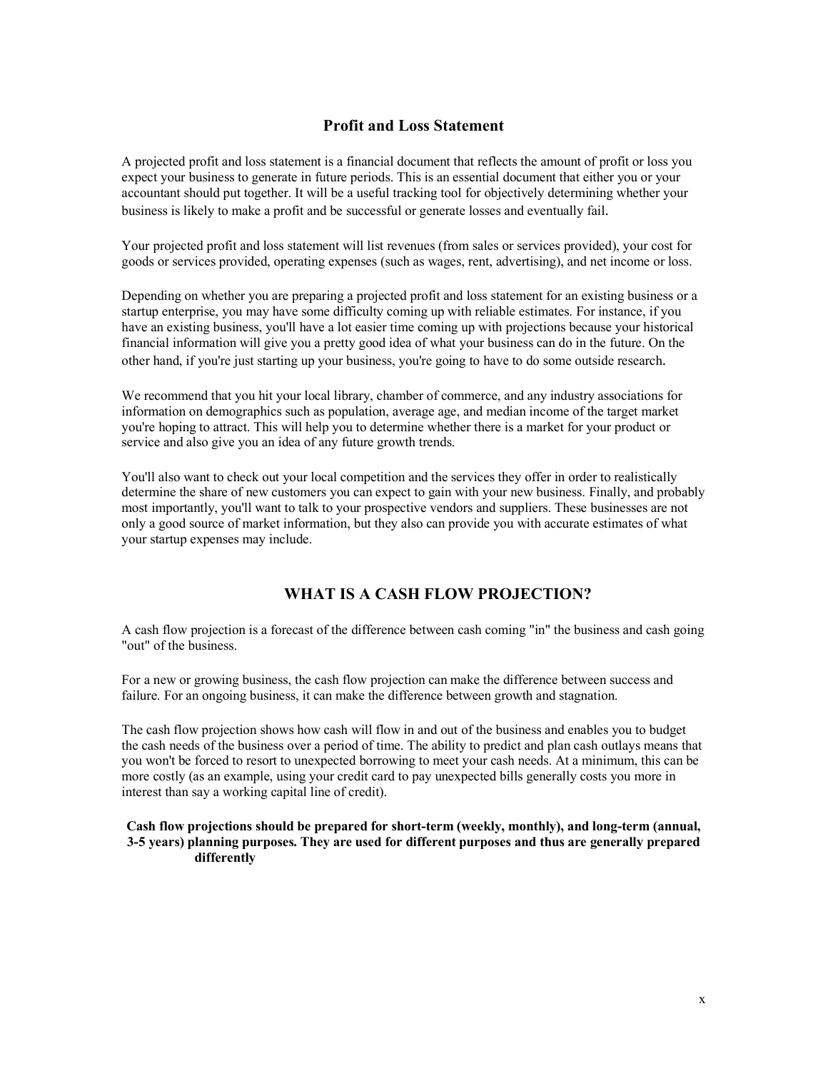## Profit and Loss Statement

A projected profit and loss statement is a financial document that reflects the amount of profit or loss you expect your business to generate in future periods. This is an essential document that either you or your accountant should put together. It will be a useful tracking tool for objectively determining whether your business is likely to make a profit and be successful or generate losses and eventually fail.

Your projected profit and loss statement will list revenues (from sales or services provided), your cost for goods or services provided, operating expenses (such as wages, rent, advertising), and net income or loss.

Depending on whether you are preparing a projected profit and loss statement for an existing business or a startup enterprise, you may have some difficulty coming up with reliable estimates. For instance, if you have an existing business, you'll have a lot easier time coming up with projections because your historical financial information will give you a pretty good idea of what your business can do in the future. On the other hand, if you're just starting up your business, you're going to have to do some outside research.

We recommend that you hit your local library, chamber of commerce, and any industry associations for information on demographics such as population, average age, and median income of the target market you're hoping to attract. This will help you to determine whether there is a market for your product or service and also give you an idea of any future growth trends.

You'll also want to check out your local competition and the services they offer in order to realistically determine the share of new customers you can expect to gain with your new business. Finally, and probably most importantly, you'll want to talk to your prospective vendors and suppliers. These businesses are not only a good source of market information, but they also can provide you with accurate estimates of what your startup expenses may include.

## WHAT IS A CASH FLOW PROJECTION?

A cash flow projection is a forecast of the difference between cash coming "in" the business and cash going "out" of the business.

For a new or growing business, the cash flow projection can make the difference between success and failure. For an ongoing business, it can make the difference between growth and stagnation.

The cash flow projection shows how cash will flow in and out of the business and enables you to budget the cash needs of the business over a period of time. The ability to predict and plan cash outlays means that you won't be forced to resort to unexpected borrowing to meet your cash needs. At a minimum, this can be more costly (as an example, using your credit card to pay unexpected bills generally costs you more in interest than say a working capital line of credit).

**Cash flow projections should be prepared for short-term (weekly, monthly), and long-term (annual, 3-5 years) planning purposes. They are used for different purposes and thus are generally prepared differently**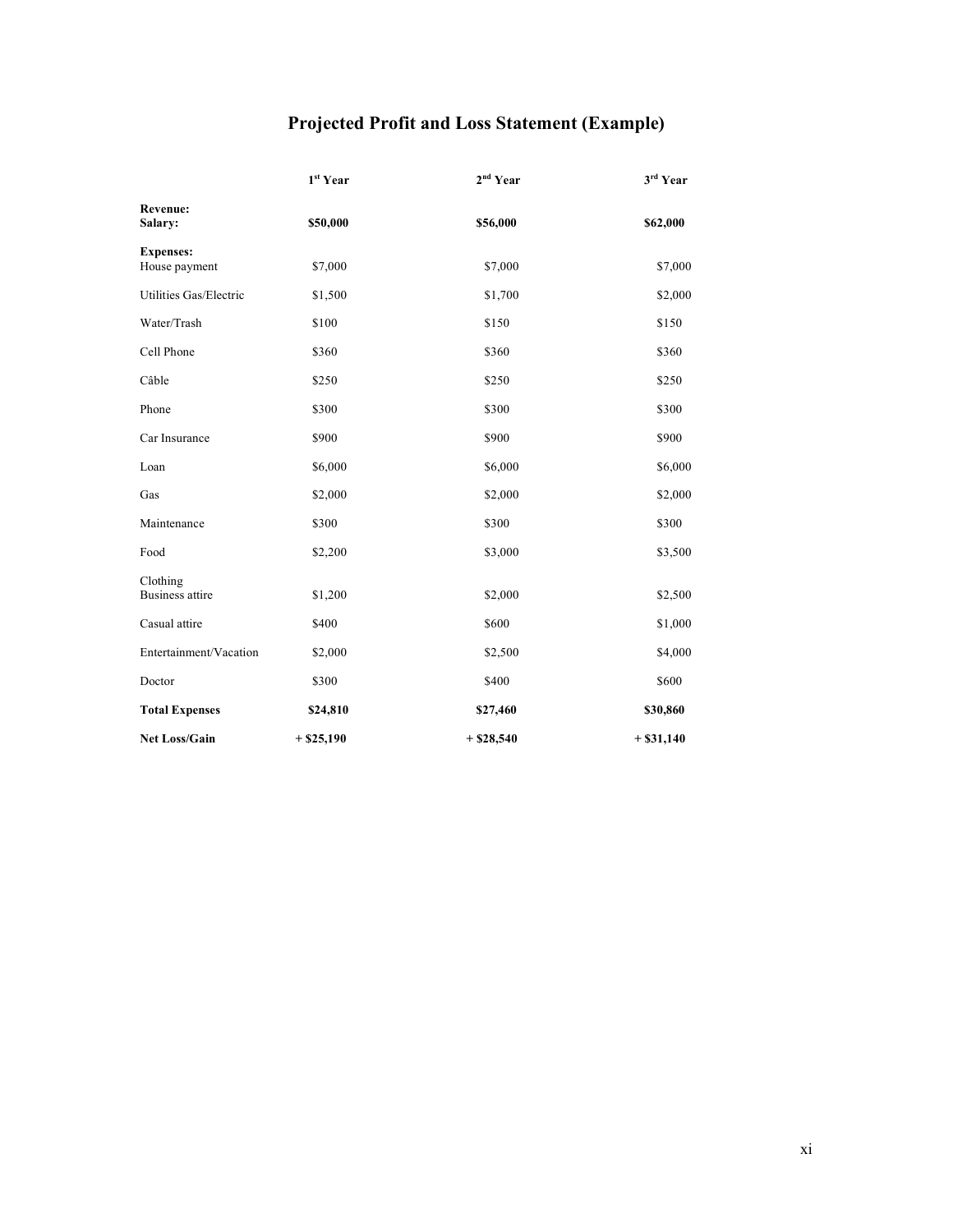# Projected Profit and Loss Statement (Example)

| | 1st Year | 2nd Year | 3rd Year |
|---|---|---|---|
| **Revenue:** | | | |
| **Salary:** | **$50,000** | **$56,000** | **$62,000** |
| **Expenses:** | | | |
| House payment | $7,000 | $7,000 | $7,000 |
| Utilities Gas/Electric | $1,500 | $1,700 | $2,000 |
| Water/Trash | $100 | $150 | $150 |
| Cell Phone | $360 | $360 | $360 |
| Câble | $250 | $250 | $250 |
| Phone | $300 | $300 | $300 |
| Car Insurance | $900 | $900 | $900 |
| Loan | $6,000 | $6,000 | $6,000 |
| Gas | $2,000 | $2,000 | $2,000 |
| Maintenance | $300 | $300 | $300 |
| Food | $2,200 | $3,000 | $3,500 |
| Clothing | | | |
| Business attire | $1,200 | $2,000 | $2,500 |
| Casual attire | $400 | $600 | $1,000 |
| Entertainment/Vacation | $2,000 | $2,500 | $4,000 |
| Doctor | $300 | $400 | $600 |
| **Total Expenses** | **$24,810** | **$27,460** | **$30,860** |
| **Net Loss/Gain** | **+ $25,190** | **+ $28,540** | **+ $31,140** |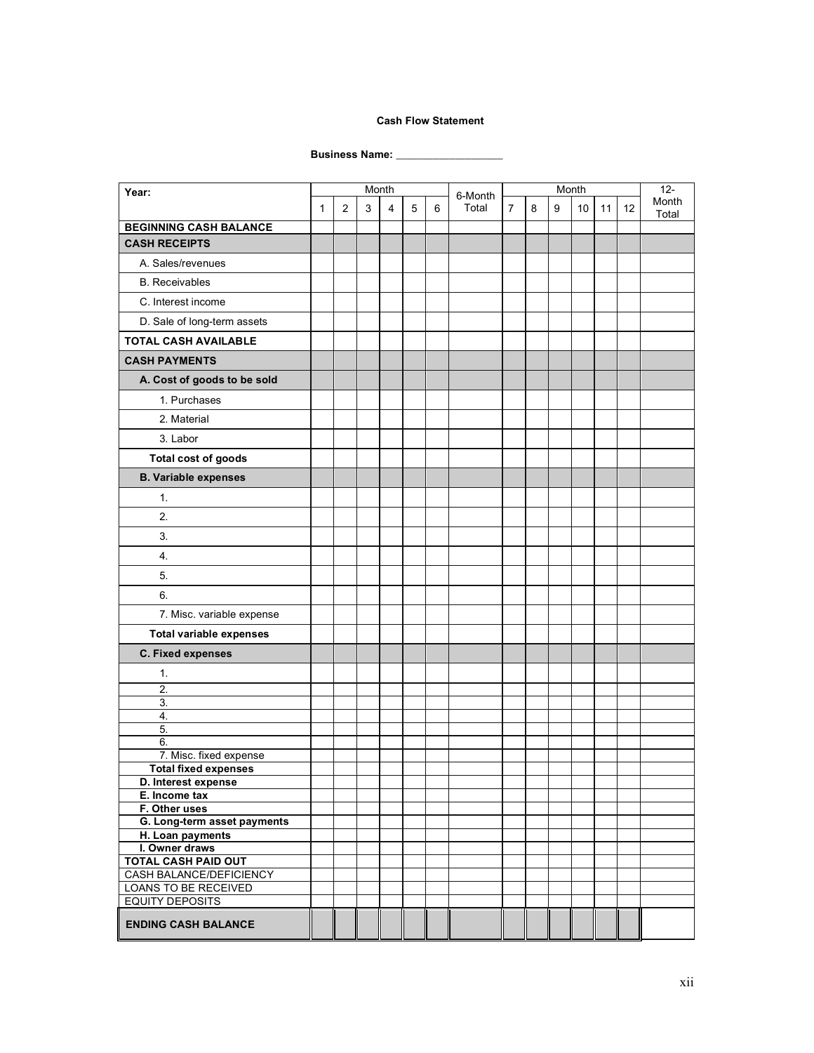**Cash Flow Statement**

**Business Name: ___________________**

| Year: | Month | | | | | | 6-Month Total | Month | | | | | | 12-Month Total |
|---|---|---|---|---|---|---|---|---|---|---|---|---|---|---|
| | 1 | 2 | 3 | 4 | 5 | 6 | | 7 | 8 | 9 | 10 | 11 | 12 | |
| **BEGINNING CASH BALANCE** | | | | | | | | | | | | | | |
| **CASH RECEIPTS** | | | | | | | | | | | | | | |
| A. Sales/revenues | | | | | | | | | | | | | | |
| B. Receivables | | | | | | | | | | | | | | |
| C. Interest income | | | | | | | | | | | | | | |
| D. Sale of long-term assets | | | | | | | | | | | | | | |
| **TOTAL CASH AVAILABLE** | | | | | | | | | | | | | | |
| **CASH PAYMENTS** | | | | | | | | | | | | | | |
| **A. Cost of goods to be sold** | | | | | | | | | | | | | | |
| 1. Purchases | | | | | | | | | | | | | | |
| 2. Material | | | | | | | | | | | | | | |
| 3. Labor | | | | | | | | | | | | | | |
| **Total cost of goods** | | | | | | | | | | | | | | |
| **B. Variable expenses** | | | | | | | | | | | | | | |
| 1. | | | | | | | | | | | | | | |
| 2. | | | | | | | | | | | | | | |
| 3. | | | | | | | | | | | | | | |
| 4. | | | | | | | | | | | | | | |
| 5. | | | | | | | | | | | | | | |
| 6. | | | | | | | | | | | | | | |
| 7. Misc. variable expense | | | | | | | | | | | | | | |
| **Total variable expenses** | | | | | | | | | | | | | | |
| **C. Fixed expenses** | | | | | | | | | | | | | | |
| 1. | | | | | | | | | | | | | | |
| 2. | | | | | | | | | | | | | | |
| 3. | | | | | | | | | | | | | | |
| 4. | | | | | | | | | | | | | | |
| 5. | | | | | | | | | | | | | | |
| 6. | | | | | | | | | | | | | | |
| 7. Misc. fixed expense | | | | | | | | | | | | | | |
| **Total fixed expenses** | | | | | | | | | | | | | | |
| **D. Interest expense** | | | | | | | | | | | | | | |
| **E. Income tax** | | | | | | | | | | | | | | |
| **F. Other uses** | | | | | | | | | | | | | | |
| **G. Long-term asset payments** | | | | | | | | | | | | | | |
| **H. Loan payments** | | | | | | | | | | | | | | |
| **I. Owner draws** | | | | | | | | | | | | | | |
| **TOTAL CASH PAID OUT** | | | | | | | | | | | | | | |
| CASH BALANCE/DEFICIENCY | | | | | | | | | | | | | | |
| LOANS TO BE RECEIVED | | | | | | | | | | | | | | |
| EQUITY DEPOSITS | | | | | | | | | | | | | | |
| **ENDING CASH BALANCE** | | | | | | | | | | | | | | |